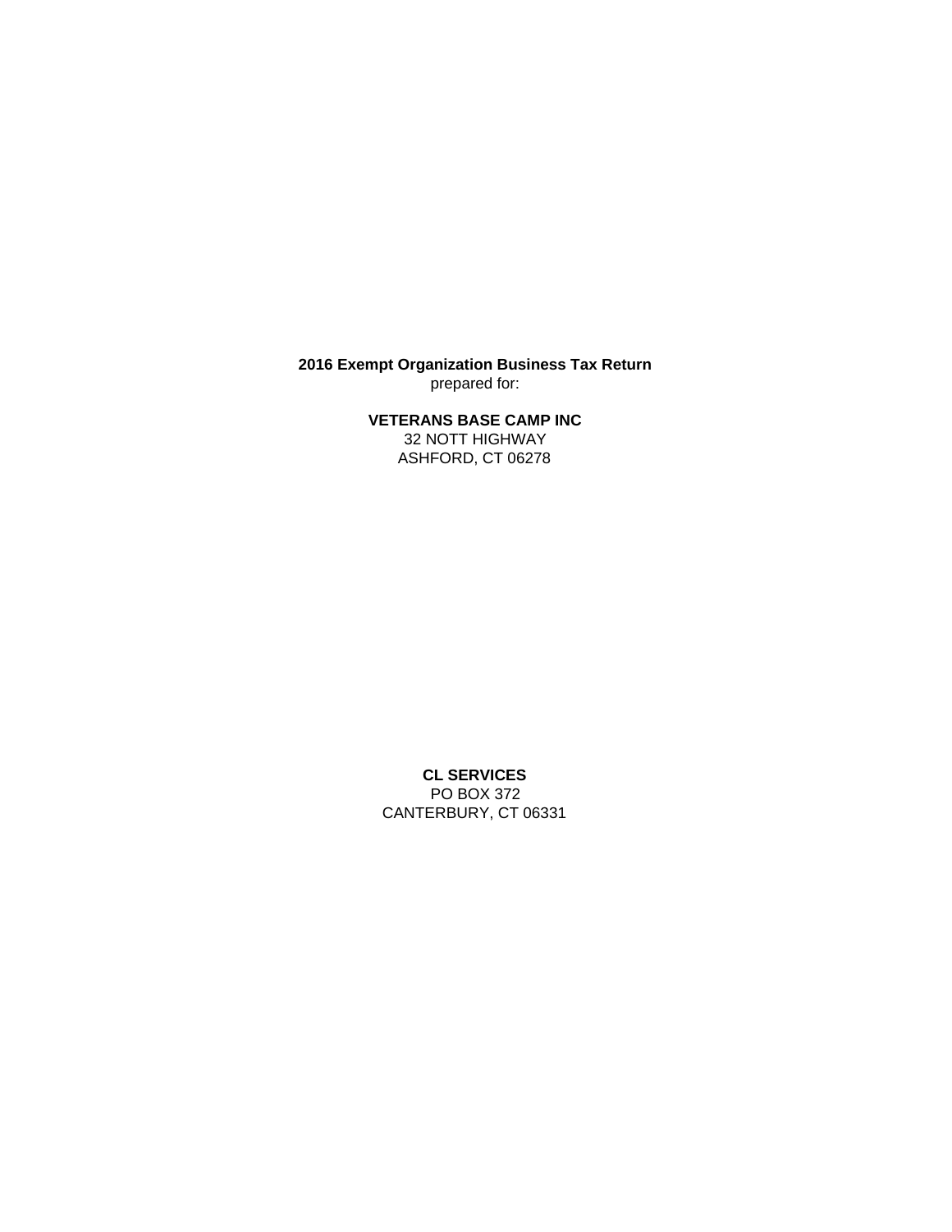**2016 Exempt Organization Business Tax Return**

prepared for:

**VETERANS BASE CAMP INC**

32 NOTT HIGHWAY

ASHFORD, CT 06278

**CL SERVICES**

PO BOX 372

CANTERBURY, CT 06331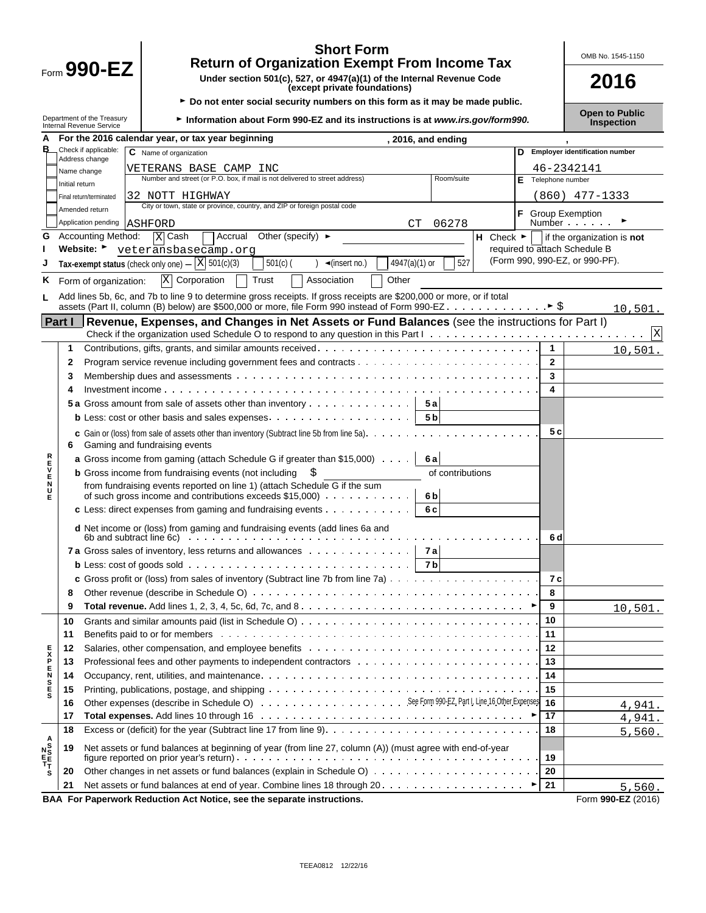# Form 990-EZ

## Short Form
## Return of Organization Exempt From Income Tax

**Under section 501(c), 527, or 4947(a)(1) of the Internal Revenue Code (except private foundations)**

► Do not enter social security numbers on this form as it may be made public.

► Information about Form 990-EZ and its instructions is at *www.irs.gov/form990.*

Department of the Treasury
Internal Revenue Service

OMB No. 1545-1150

**2016**

**Open to Public Inspection**

**A** For the 2016 calendar year, or tax year beginning , 2016, and ending ,

**B** Check if applicable:
- Address change
- Name change
- Initial return
- Final return/terminated
- Amended return
- Application pending

**C** Name of organization: VETERANS BASE CAMP INC

Number and street (or P.O. box, if mail is not delivered to street address): 32 NOTT HIGHWAY — Room/suite:

City or town, state or province, country, and ZIP or foreign postal code: ASHFORD CT 06278

**D** Employer identification number: 46-2342141

**E** Telephone number: (860) 477-1333

**F** Group Exemption Number ►

**G** Accounting Method: [X] Cash [ ] Accrual Other (specify) ►

**H** Check ► [ ] if the organization is **not** required to attach Schedule B (Form 990, 990-EZ, or 990-PF).

**I** Website: ► veteransbasecamp.org

**J** Tax-exempt status (check only one) — [X] 501(c)(3) [ ] 501(c) ( ) ◄(insert no.) [ ] 4947(a)(1) or [ ] 527

**K** Form of organization: [X] Corporation [ ] Trust [ ] Association [ ] Other

**L** Add lines 5b, 6c, and 7b to line 9 to determine gross receipts. If gross receipts are $200,000 or more, or if total assets (Part II, column (B) below) are $500,000 or more, file Form 990 instead of Form 990-EZ ► $ 10,501.

## Part I — Revenue, Expenses, and Changes in Net Assets or Fund Balances (see the instructions for Part I)

Check if the organization used Schedule O to respond to any question in this Part I [X]

| Section | Line | Description | Sub-line | Sub-amount | Line | Amount |
|---|---|---|---|---|---|---|
| REVENUE | 1 | Contributions, gifts, grants, and similar amounts received | | | 1 | 10,501. |
| | 2 | Program service revenue including government fees and contracts | | | 2 | |
| | 3 | Membership dues and assessments | | | 3 | |
| | 4 | Investment income | | | 4 | |
| | 5a | Gross amount from sale of assets other than inventory | 5a | | | |
| | b | Less: cost or other basis and sales expenses | 5b | | | |
| | c | Gain or (loss) from sale of assets other than inventory (Subtract line 5b from line 5a) | | | 5c | |
| | 6 | Gaming and fundraising events | | | | |
| | a | Gross income from gaming (attach Schedule G if greater than $15,000) | 6a | | | |
| | b | Gross income from fundraising events (not including $ of contributions from fundraising events reported on line 1) (attach Schedule G if the sum of such gross income and contributions exceeds $15,000) | 6b | | | |
| | c | Less: direct expenses from gaming and fundraising events | 6c | | | |
| | d | Net income or (loss) from gaming and fundraising events (add lines 6a and 6b and subtract line 6c) | | | 6d | |
| | 7a | Gross sales of inventory, less returns and allowances | 7a | | | |
| | b | Less: cost of goods sold | 7b | | | |
| | c | Gross profit or (loss) from sales of inventory (Subtract line 7b from line 7a) | | | 7c | |
| | 8 | Other revenue (describe in Schedule O) | | | 8 | |
| | 9 | **Total revenue.** Add lines 1, 2, 3, 4, 5c, 6d, 7c, and 8 ► | | | 9 | 10,501. |
| EXPENSES | 10 | Grants and similar amounts paid (list in Schedule O) | | | 10 | |
| | 11 | Benefits paid to or for members | | | 11 | |
| | 12 | Salaries, other compensation, and employee benefits | | | 12 | |
| | 13 | Professional fees and other payments to independent contractors | | | 13 | |
| | 14 | Occupancy, rent, utilities, and maintenance | | | 14 | |
| | 15 | Printing, publications, postage, and shipping | | | 15 | |
| | 16 | Other expenses (describe in Schedule O) See Form 990-EZ, Part I, Line 16 Other Expenses | | | 16 | 4,941. |
| | 17 | **Total expenses.** Add lines 10 through 16 ► | | | 17 | 4,941. |
| NET ASSETS | 18 | Excess or (deficit) for the year (Subtract line 17 from line 9) | | | 18 | 5,560. |
| | 19 | Net assets or fund balances at beginning of year (from line 27, column (A)) (must agree with end-of-year figure reported on prior year's return) | | | 19 | |
| | 20 | Other changes in net assets or fund balances (explain in Schedule O) | | | 20 | |
| | 21 | Net assets or fund balances at end of year. Combine lines 18 through 20 ► | | | 21 | 5,560. |

**BAA For Paperwork Reduction Act Notice, see the separate instructions.** Form **990-EZ** (2016)

TEEA0812 12/22/16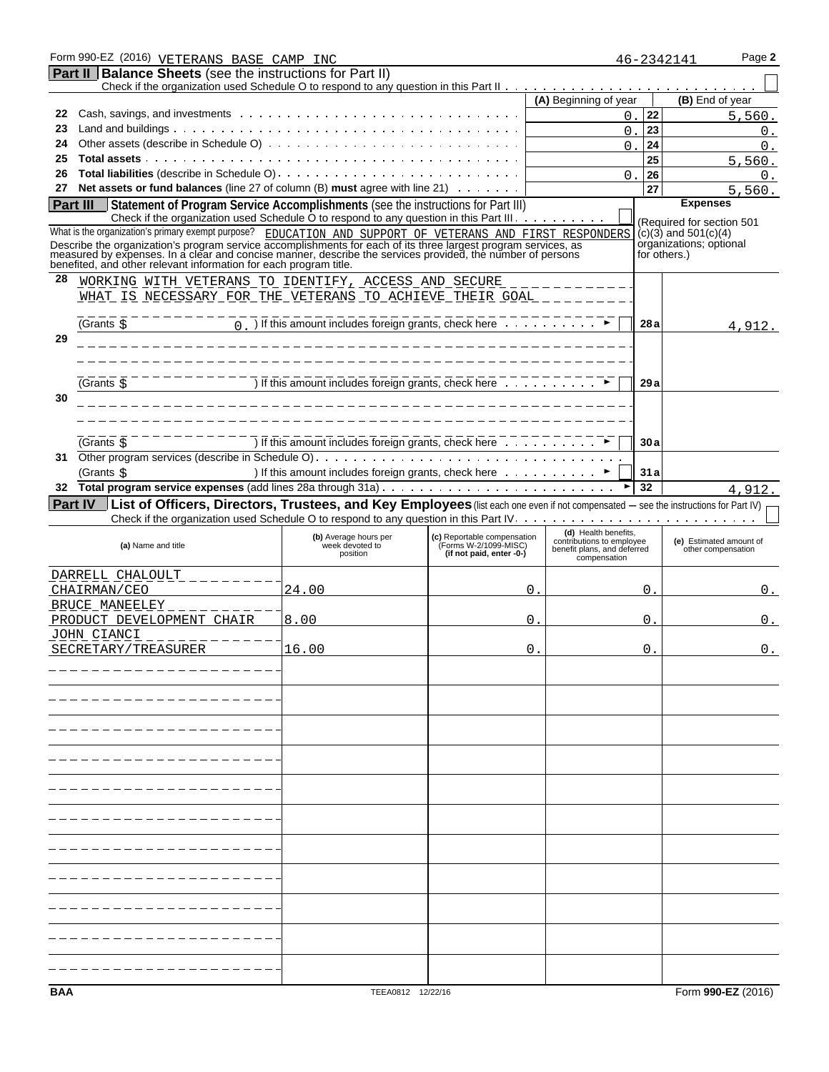Form 990-EZ (2016) VETERANS BASE CAMP INC 46-2342141 Page **2**

## Part II Balance Sheets (see the instructions for Part II)

Check if the organization used Schedule O to respond to any question in this Part II ☐

| | | (A) Beginning of year | | (B) End of year |
|---|---|---|---|---|
| 22 | Cash, savings, and investments | 0. | 22 | 5,560. |
| 23 | Land and buildings | 0. | 23 | 0. |
| 24 | Other assets (describe in Schedule O) | 0. | 24 | 0. |
| 25 | **Total assets** | | 25 | 5,560. |
| 26 | **Total liabilities** (describe in Schedule O) | 0. | 26 | 0. |
| 27 | **Net assets or fund balances** (line 27 of column (B) **must** agree with line 21) | | 27 | 5,560. |

## Part III Statement of Program Service Accomplishments (see the instructions for Part III)

Check if the organization used Schedule O to respond to any question in this Part III ☐

What is the organization's primary exempt purpose? EDUCATION AND SUPPORT OF VETERANS AND FIRST RESPONDERS

Describe the organization's program service accomplishments for each of its three largest program services, as measured by expenses. In a clear and concise manner, describe the services provided, the number of persons benefited, and other relevant information for each program title.

**Expenses** (Required for section 501(c)(3) and 501(c)(4) organizations; optional for others.)

| | | | Expenses |
|---|---|---|---|
| 28 | WORKING WITH VETERANS TO IDENTIFY, ACCESS AND SECURE WHAT IS NECESSARY FOR THE VETERANS TO ACHIEVE THEIR GOAL (Grants $ 0. ) If this amount includes foreign grants, check here ☐ | 28a | 4,912. |
| 29 | (Grants $ ) If this amount includes foreign grants, check here ☐ | 29a | |
| 30 | (Grants $ ) If this amount includes foreign grants, check here ☐ | 30a | |
| 31 | Other program services (describe in Schedule O) (Grants $ ) If this amount includes foreign grants, check here ☐ | 31a | |
| 32 | **Total program service expenses** (add lines 28a through 31a) | 32 | 4,912. |

## Part IV List of Officers, Directors, Trustees, and Key Employees (list each one even if not compensated — see the instructions for Part IV)

Check if the organization used Schedule O to respond to any question in this Part IV ☐

| (a) Name and title | (b) Average hours per week devoted to position | (c) Reportable compensation (Forms W-2/1099-MISC) (if not paid, enter -0-) | (d) Health benefits, contributions to employee benefit plans, and deferred compensation | (e) Estimated amount of other compensation |
|---|---|---|---|---|
| DARRELL CHALOULT<br>CHAIRMAN/CEO | 24.00 | 0. | 0. | 0. |
| BRUCE MANEELEY<br>PRODUCT DEVELOPMENT CHAIR | 8.00 | 0. | 0. | 0. |
| JOHN CIANCI<br>SECRETARY/TREASURER | 16.00 | 0. | 0. | 0. |

BAA TEEA0812 12/22/16 Form **990-EZ** (2016)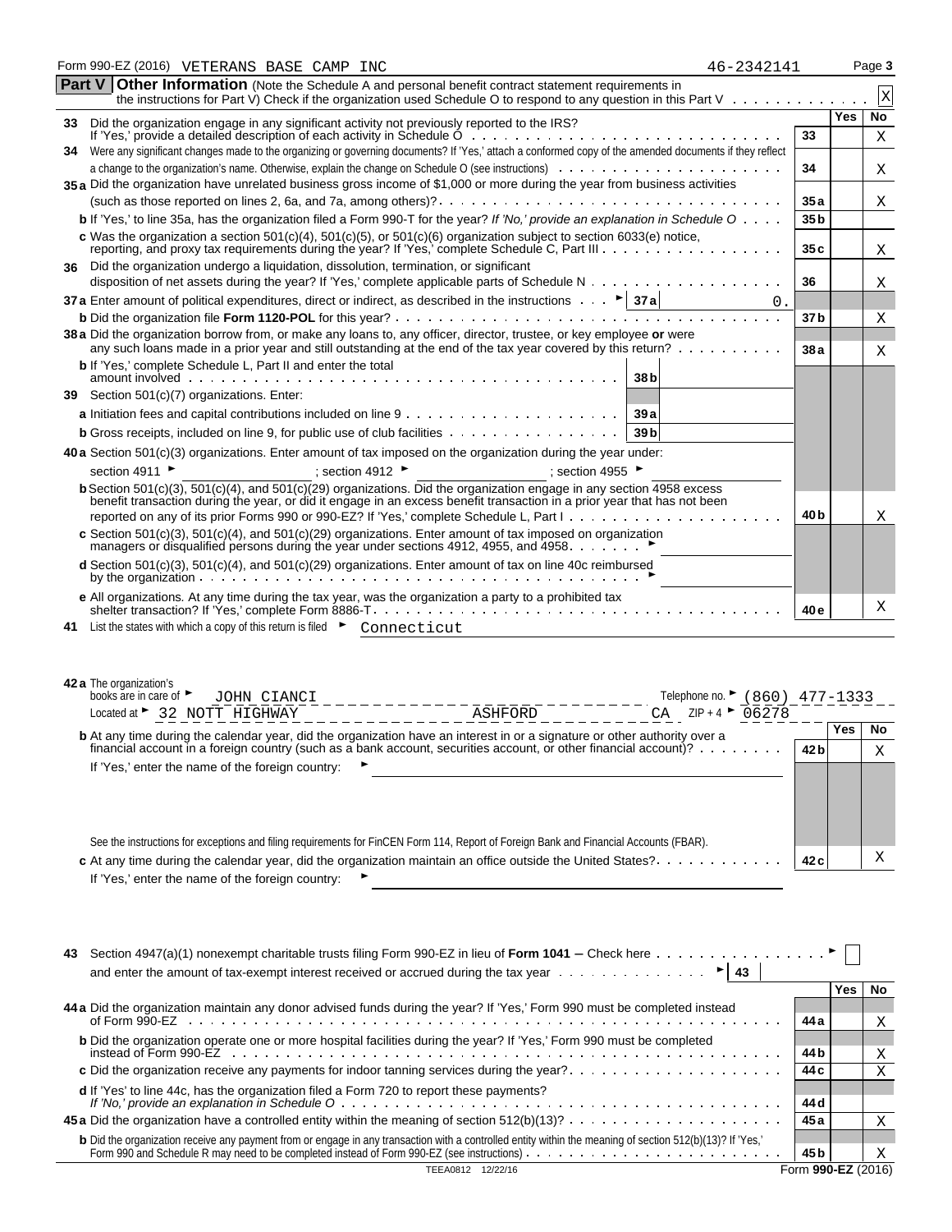Form 990-EZ (2016) VETERANS BASE CAMP INC 46-2342141 Page **3**

**Part V** **Other Information** (Note the Schedule A and personal benefit contract statement requirements in the instructions for Part V) Check if the organization used Schedule O to respond to any question in this Part V . . . . . . . . . . . . . X

| | | | Yes | No |
|---|---|---|---|---|
| **33** | Did the organization engage in any significant activity not previously reported to the IRS? If 'Yes,' provide a detailed description of each activity in Schedule O | 33 | | X |
| **34** | Were any significant changes made to the organizing or governing documents? If 'Yes,' attach a conformed copy of the amended documents if they reflect a change to the organization's name. Otherwise, explain the change on Schedule O (see instructions) | 34 | | X |
| **35a** | Did the organization have unrelated business gross income of $1,000 or more during the year from business activities (such as those reported on lines 2, 6a, and 7a, among others)? | 35a | | X |
| **b** | If 'Yes,' to line 35a, has the organization filed a Form 990-T for the year? *If 'No,' provide an explanation in Schedule O* | 35b | | |
| **c** | Was the organization a section 501(c)(4), 501(c)(5), or 501(c)(6) organization subject to section 6033(e) notice, reporting, and proxy tax requirements during the year? If 'Yes,' complete Schedule C, Part III | 35c | | X |
| **36** | Did the organization undergo a liquidation, dissolution, termination, or significant disposition of net assets during the year? If 'Yes,' complete applicable parts of Schedule N | 36 | | X |
| **37a** | Enter amount of political expenditures, direct or indirect, as described in the instructions ► 37a 0. | | | |
| **b** | Did the organization file **Form 1120-POL** for this year? | 37b | | X |
| **38a** | Did the organization borrow from, or make any loans to, any officer, director, trustee, or key employee **or** were any such loans made in a prior year and still outstanding at the end of the tax year covered by this return? | 38a | | X |
| **b** | If 'Yes,' complete Schedule L, Part II and enter the total amount involved 38b | | | |
| **39** | Section 501(c)(7) organizations. Enter: | | | |
| **a** | Initiation fees and capital contributions included on line 9 39a | | | |
| **b** | Gross receipts, included on line 9, for public use of club facilities 39b | | | |
| **40a** | Section 501(c)(3) organizations. Enter amount of tax imposed on the organization during the year under: section 4911 ► ; section 4912 ► ; section 4955 ► | | | |
| **b** | Section 501(c)(3), 501(c)(4), and 501(c)(29) organizations. Did the organization engage in any section 4958 excess benefit transaction during the year, or did it engage in an excess benefit transaction in a prior year that has not been reported on any of its prior Forms 990 or 990-EZ? If 'Yes,' complete Schedule L, Part I | 40b | | X |
| **c** | Section 501(c)(3), 501(c)(4), and 501(c)(29) organizations. Enter amount of tax imposed on organization managers or disqualified persons during the year under sections 4912, 4955, and 4958 ► | | | |
| **d** | Section 501(c)(3), 501(c)(4), and 501(c)(29) organizations. Enter amount of tax on line 40c reimbursed by the organization ► | | | |
| **e** | All organizations. At any time during the tax year, was the organization a party to a prohibited tax shelter transaction? If 'Yes,' complete Form 8886-T | 40e | | X |

**41** List the states with which a copy of this return is filed ► Connecticut

**42a** The organization's books are in care of ► JOHN CIANCI Telephone no. ► (860) 477-1333
Located at ► 32 NOTT HIGHWAY ASHFORD CA ZIP + 4 ► 06278

| | | | Yes | No |
|---|---|---|---|---|
| **b** | At any time during the calendar year, did the organization have an interest in or a signature or other authority over a financial account in a foreign country (such as a bank account, securities account, or other financial account)? If 'Yes,' enter the name of the foreign country: ► | 42b | | X |
| | See the instructions for exceptions and filing requirements for FinCEN Form 114, Report of Foreign Bank and Financial Accounts (FBAR). | | | |
| **c** | At any time during the calendar year, did the organization maintain an office outside the United States? If 'Yes,' enter the name of the foreign country: ► | 42c | | X |

**43** Section 4947(a)(1) nonexempt charitable trusts filing Form 990-EZ in lieu of **Form 1041** – Check here ► ☐
and enter the amount of tax-exempt interest received or accrued during the tax year ► 43

| | | | Yes | No |
|---|---|---|---|---|
| **44a** | Did the organization maintain any donor advised funds during the year? If 'Yes,' Form 990 must be completed instead of Form 990-EZ | 44a | | X |
| **b** | Did the organization operate one or more hospital facilities during the year? If 'Yes,' Form 990 must be completed instead of Form 990-EZ | 44b | | X |
| **c** | Did the organization receive any payments for indoor tanning services during the year? | 44c | | X |
| **d** | If 'Yes' to line 44c, has the organization filed a Form 720 to report these payments? *If 'No,' provide an explanation in Schedule O* | 44d | | |
| **45a** | Did the organization have a controlled entity within the meaning of section 512(b)(13)? | 45a | | X |
| **b** | Did the organization receive any payment from or engage in any transaction with a controlled entity within the meaning of section 512(b)(13)? If 'Yes,' Form 990 and Schedule R may need to be completed instead of Form 990-EZ (see instructions) | 45b | | X |

TEEA0812 12/22/16 Form **990-EZ** (2016)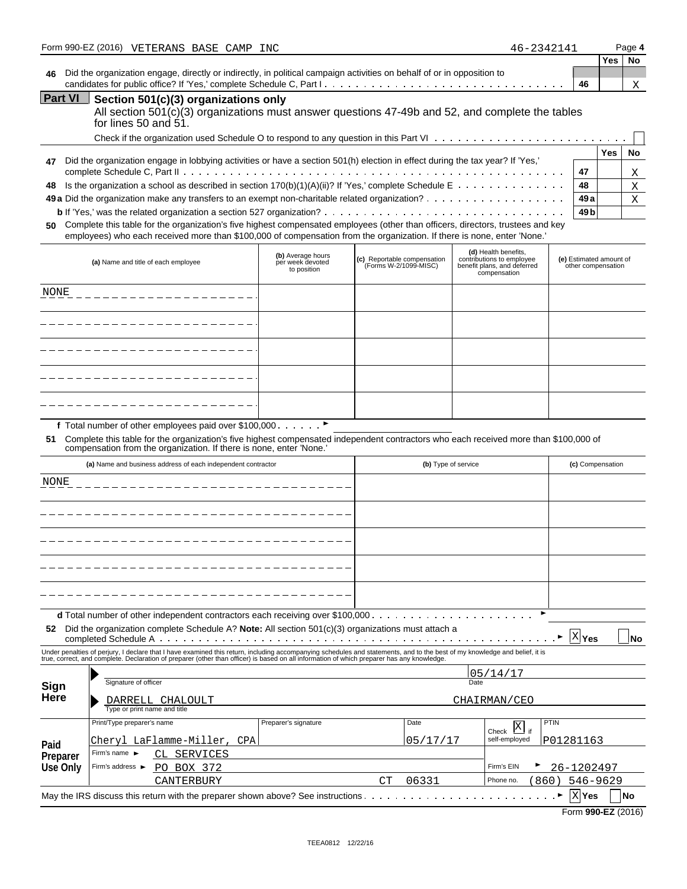Form 990-EZ (2016) VETERANS BASE CAMP INC 46-2342141 Page 4

| | | Yes | No |
|---|---|---|---|
| **46** Did the organization engage, directly or indirectly, in political campaign activities on behalf of or in opposition to candidates for public office? If 'Yes,' complete Schedule C, Part I | 46 | | X |

## Part VI Section 501(c)(3) organizations only

All section 501(c)(3) organizations must answer questions 47-49b and 52, and complete the tables for lines 50 and 51.

Check if the organization used Schedule O to respond to any question in this Part VI ☐

| | | Yes | No |
|---|---|---|---|
| **47** Did the organization engage in lobbying activities or have a section 501(h) election in effect during the tax year? If 'Yes,' complete Schedule C, Part II | 47 | | X |
| **48** Is the organization a school as described in section 170(b)(1)(A)(ii)? If 'Yes,' complete Schedule E | 48 | | X |
| **49a** Did the organization make any transfers to an exempt non-charitable related organization? | 49a | | X |
| **b** If 'Yes,' was the related organization a section 527 organization? | 49b | | |

**50** Complete this table for the organization's five highest compensated employees (other than officers, directors, trustees and key employees) who each received more than $100,000 of compensation from the organization. If there is none, enter 'None.'

| (a) Name and title of each employee | (b) Average hours per week devoted to position | (c) Reportable compensation (Forms W-2/1099-MISC) | (d) Health benefits, contributions to employee benefit plans, and deferred compensation | (e) Estimated amount of other compensation |
|---|---|---|---|---|
| NONE | | | | |
| | | | | |
| | | | | |
| | | | | |
| | | | | |

**f** Total number of other employees paid over $100,000 ►

**51** Complete this table for the organization's five highest compensated independent contractors who each received more than $100,000 of compensation from the organization. If there is none, enter 'None.'

| (a) Name and business address of each independent contractor | (b) Type of service | (c) Compensation |
|---|---|---|
| NONE | | |
| | | |
| | | |
| | | |
| | | |

**d** Total number of other independent contractors each receiving over $100,000 ►

**52** Did the organization complete Schedule A? **Note:** All section 501(c)(3) organizations must attach a completed Schedule A ► ☒ Yes ☐ No

Under penalties of perjury, I declare that I have examined this return, including accompanying schedules and statements, and to the best of my knowledge and belief, it is true, correct, and complete. Declaration of preparer (other than officer) is based on all information of which preparer has any knowledge.

**Sign Here**

Signature of officer — Date: 05/14/17

Type or print name and title: DARRELL CHALOULT — CHAIRMAN/CEO

**Paid Preparer Use Only**

| Print/Type preparer's name | Preparer's signature | Date | Check ☒ if self-employed | PTIN |
|---|---|---|---|---|
| Cheryl LaFlamme-Miller, CPA | | 05/17/17 | | P01281163 |

Firm's name ► CL SERVICES

Firm's address ► PO BOX 372, CANTERBURY CT 06331

Firm's EIN ► 26-1202497

Phone no. (860) 546-9629

May the IRS discuss this return with the preparer shown above? See instructions ► ☒ Yes ☐ No

Form **990-EZ** (2016)

TEEA0812 12/22/16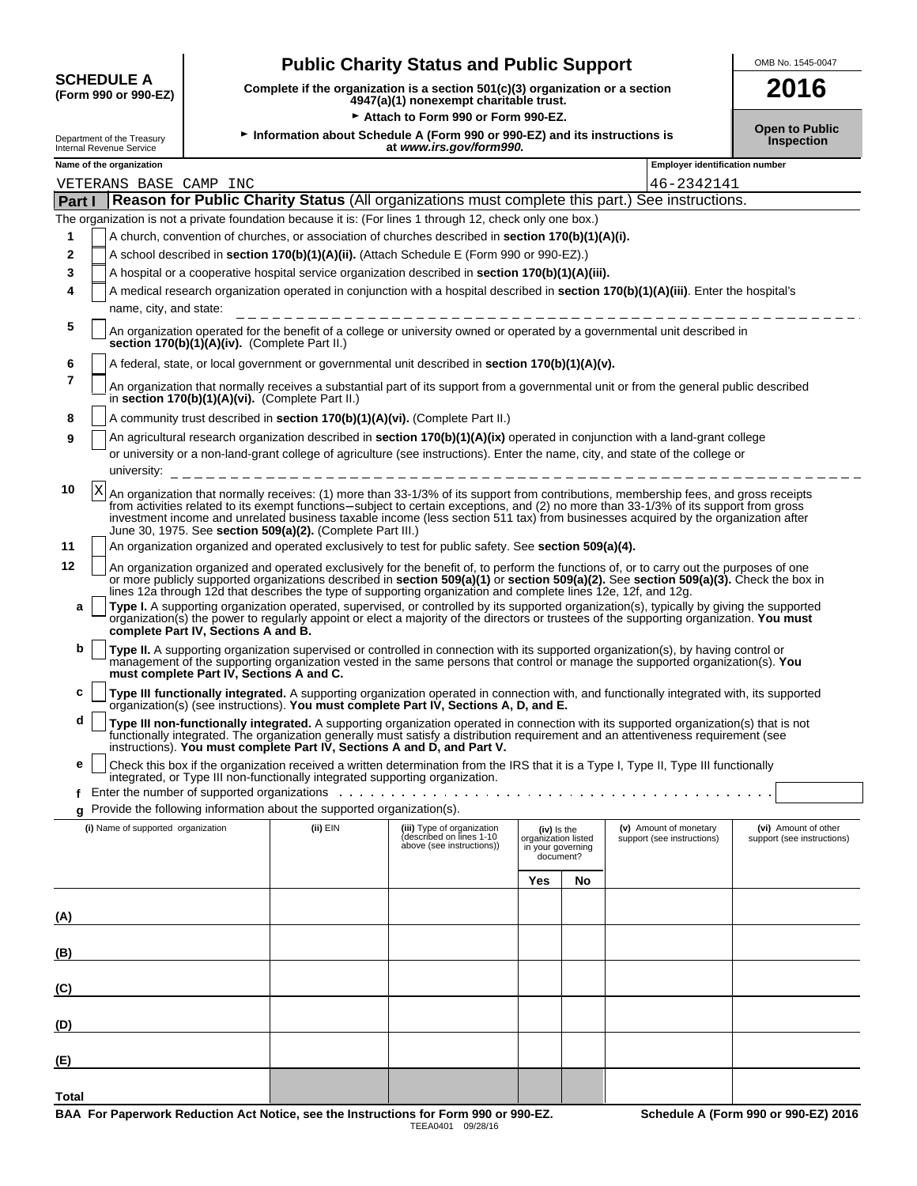**SCHEDULE A**
**(Form 990 or 990-EZ)**

Department of the Treasury
Internal Revenue Service

# Public Charity Status and Public Support

**Complete if the organization is a section 501(c)(3) organization or a section 4947(a)(1) nonexempt charitable trust.**

► **Attach to Form 990 or Form 990-EZ.**

► **Information about Schedule A (Form 990 or 990-EZ) and its instructions is at** ***www.irs.gov/form990.***

OMB No. 1545-0047

**2016**

**Open to Public Inspection**

| Name of the organization | Employer identification number |
|---|---|
| VETERANS BASE CAMP INC | 46-2342141 |

## Part I Reason for Public Charity Status (All organizations must complete this part.) See instructions.

The organization is not a private foundation because it is: (For lines 1 through 12, check only one box.)

1 [ ] A church, convention of churches, or association of churches described in **section 170(b)(1)(A)(i).**

2 [ ] A school described in **section 170(b)(1)(A)(ii).** (Attach Schedule E (Form 990 or 990-EZ).)

3 [ ] A hospital or a cooperative hospital service organization described in **section 170(b)(1)(A)(iii).**

4 [ ] A medical research organization operated in conjunction with a hospital described in **section 170(b)(1)(A)(iii)**. Enter the hospital's name, city, and state:

5 [ ] An organization operated for the benefit of a college or university owned or operated by a governmental unit described in **section 170(b)(1)(A)(iv).** (Complete Part II.)

6 [ ] A federal, state, or local government or governmental unit described in **section 170(b)(1)(A)(v).**

7 [ ] An organization that normally receives a substantial part of its support from a governmental unit or from the general public described in **section 170(b)(1)(A)(vi).** (Complete Part II.)

8 [ ] A community trust described in **section 170(b)(1)(A)(vi).** (Complete Part II.)

9 [ ] An agricultural research organization described in **section 170(b)(1)(A)(ix)** operated in conjunction with a land-grant college or university or a non-land-grant college of agriculture (see instructions). Enter the name, city, and state of the college or university:

10 [X] An organization that normally receives: (1) more than 33-1/3% of its support from contributions, membership fees, and gross receipts from activities related to its exempt functions—subject to certain exceptions, and (2) no more than 33-1/3% of its support from gross investment income and unrelated business taxable income (less section 511 tax) from businesses acquired by the organization after June 30, 1975. See **section 509(a)(2).** (Complete Part III.)

11 [ ] An organization organized and operated exclusively to test for public safety. See **section 509(a)(4).**

12 [ ] An organization organized and operated exclusively for the benefit of, to perform the functions of, or to carry out the purposes of one or more publicly supported organizations described in **section 509(a)(1)** or **section 509(a)(2).** See **section 509(a)(3).** Check the box in lines 12a through 12d that describes the type of supporting organization and complete lines 12e, 12f, and 12g.

a [ ] **Type I.** A supporting organization operated, supervised, or controlled by its supported organization(s), typically by giving the supported organization(s) the power to regularly appoint or elect a majority of the directors or trustees of the supporting organization. **You must complete Part IV, Sections A and B.**

b [ ] **Type II.** A supporting organization supervised or controlled in connection with its supported organization(s), by having control or management of the supporting organization vested in the same persons that control or manage the supported organization(s). **You must complete Part IV, Sections A and C.**

c [ ] **Type III functionally integrated.** A supporting organization operated in connection with, and functionally integrated with, its supported organization(s) (see instructions). **You must complete Part IV, Sections A, D, and E.**

d [ ] **Type III non-functionally integrated.** A supporting organization operated in connection with its supported organization(s) that is not functionally integrated. The organization generally must satisfy a distribution requirement and an attentiveness requirement (see instructions). **You must complete Part IV, Sections A and D, and Part V.**

e [ ] Check this box if the organization received a written determination from the IRS that it is a Type I, Type II, Type III functionally integrated, or Type III non-functionally integrated supporting organization.

f Enter the number of supported organizations

g Provide the following information about the supported organization(s).

| (i) Name of supported organization | (ii) EIN | (iii) Type of organization (described on lines 1-10 above (see instructions)) | (iv) Is the organization listed in your governing document? Yes | No | (v) Amount of monetary support (see instructions) | (vi) Amount of other support (see instructions) |
|---|---|---|---|---|---|---|
| (A) | | | | | | |
| (B) | | | | | | |
| (C) | | | | | | |
| (D) | | | | | | |
| (E) | | | | | | |
| Total | | | | | | |

**BAA For Paperwork Reduction Act Notice, see the Instructions for Form 990 or 990-EZ.** TEEA0401 09/28/16 **Schedule A (Form 990 or 990-EZ) 2016**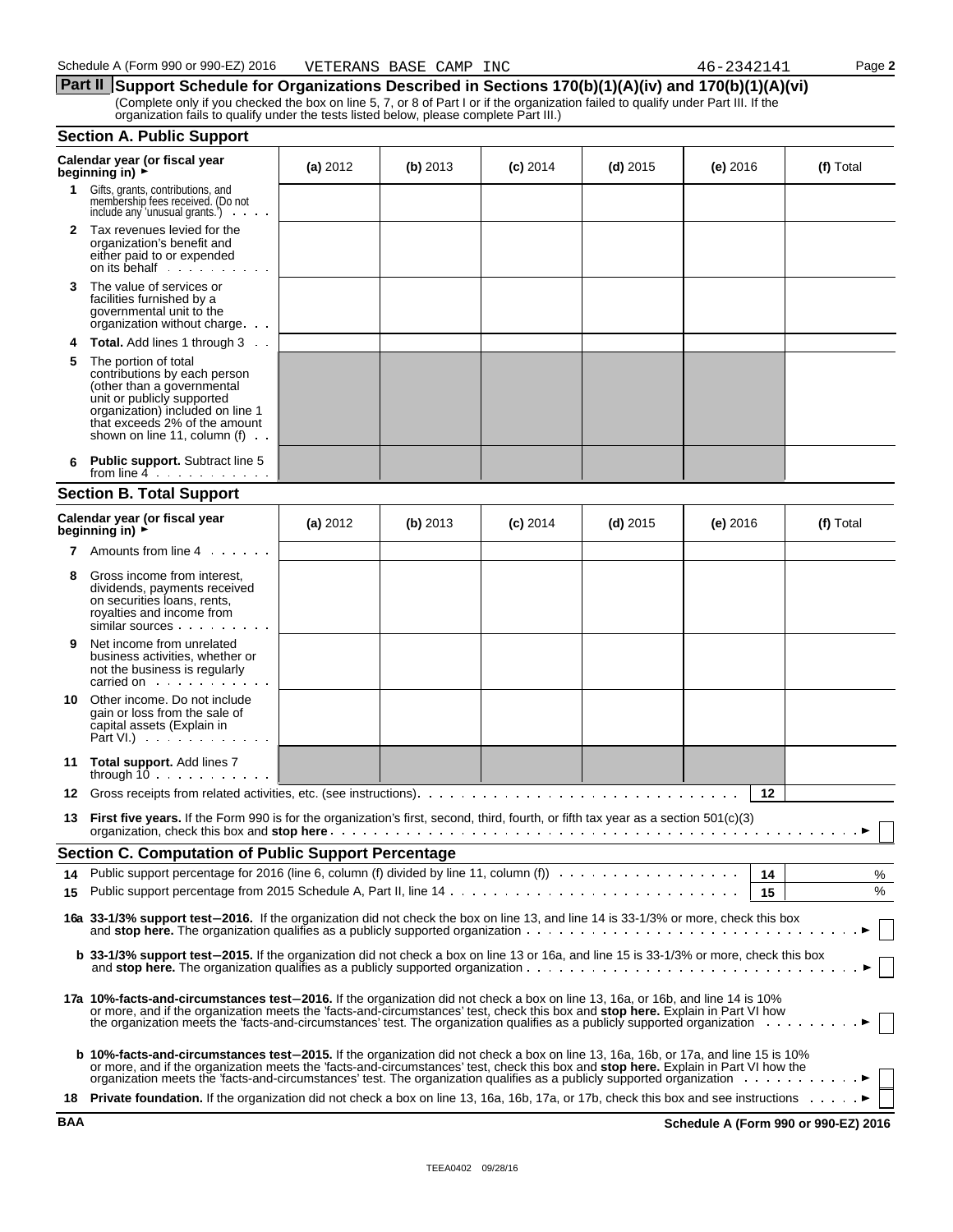Schedule A (Form 990 or 990-EZ) 2016 VETERANS BASE CAMP INC 46-2342141

## Part II Support Schedule for Organizations Described in Sections 170(b)(1)(A)(iv) and 170(b)(1)(A)(vi)

(Complete only if you checked the box on line 5, 7, or 8 of Part I or if the organization failed to qualify under Part III. If the organization fails to qualify under the tests listed below, please complete Part III.)

### Section A. Public Support

| Calendar year (or fiscal year beginning in) ► | (a) 2012 | (b) 2013 | (c) 2014 | (d) 2015 | (e) 2016 | (f) Total |
|---|---|---|---|---|---|---|
| 1 Gifts, grants, contributions, and membership fees received. (Do not include any 'unusual grants.') | | | | | | |
| 2 Tax revenues levied for the organization's benefit and either paid to or expended on its behalf | | | | | | |
| 3 The value of services or facilities furnished by a governmental unit to the organization without charge | | | | | | |
| 4 **Total.** Add lines 1 through 3 | | | | | | |
| 5 The portion of total contributions by each person (other than a governmental unit or publicly supported organization) included on line 1 that exceeds 2% of the amount shown on line 11, column (f) | | | | | | |
| 6 **Public support.** Subtract line 5 from line 4 | | | | | | |

### Section B. Total Support

| Calendar year (or fiscal year beginning in) ► | (a) 2012 | (b) 2013 | (c) 2014 | (d) 2015 | (e) 2016 | (f) Total |
|---|---|---|---|---|---|---|
| 7 Amounts from line 4 | | | | | | |
| 8 Gross income from interest, dividends, payments received on securities loans, rents, royalties and income from similar sources | | | | | | |
| 9 Net income from unrelated business activities, whether or not the business is regularly carried on | | | | | | |
| 10 Other income. Do not include gain or loss from the sale of capital assets (Explain in Part VI.) | | | | | | |
| 11 **Total support.** Add lines 7 through 10 | | | | | | |

12 Gross receipts from related activities, etc. (see instructions). **12**

13 **First five years.** If the Form 990 is for the organization's first, second, third, fourth, or fifth tax year as a section 501(c)(3) organization, check this box and **stop here** ► ☐

### Section C. Computation of Public Support Percentage

14 Public support percentage for 2016 (line 6, column (f) divided by line 11, column (f)) **14** %

15 Public support percentage from 2015 Schedule A, Part II, line 14 **15** %

**16a 33-1/3% support test–2016.** If the organization did not check the box on line 13, and line 14 is 33-1/3% or more, check this box and **stop here.** The organization qualifies as a publicly supported organization ► ☐

**b 33-1/3% support test–2015.** If the organization did not check a box on line 13 or 16a, and line 15 is 33-1/3% or more, check this box and **stop here.** The organization qualifies as a publicly supported organization ► ☐

**17a 10%-facts-and-circumstances test–2016.** If the organization did not check a box on line 13, 16a, or 16b, and line 14 is 10% or more, and if the organization meets the 'facts-and-circumstances' test, check this box and **stop here.** Explain in Part VI how the organization meets the 'facts-and-circumstances' test. The organization qualifies as a publicly supported organization ► ☐

**b 10%-facts-and-circumstances test–2015.** If the organization did not check a box on line 13, 16a, 16b, or 17a, and line 15 is 10% or more, and if the organization meets the 'facts-and-circumstances' test, check this box and **stop here.** Explain in Part VI how the organization meets the 'facts-and-circumstances' test. The organization qualifies as a publicly supported organization ► ☐

**18 Private foundation.** If the organization did not check a box on line 13, 16a, 16b, 17a, or 17b, check this box and see instructions ► ☐

BAA **Schedule A (Form 990 or 990-EZ) 2016**

TEEA0402 09/28/16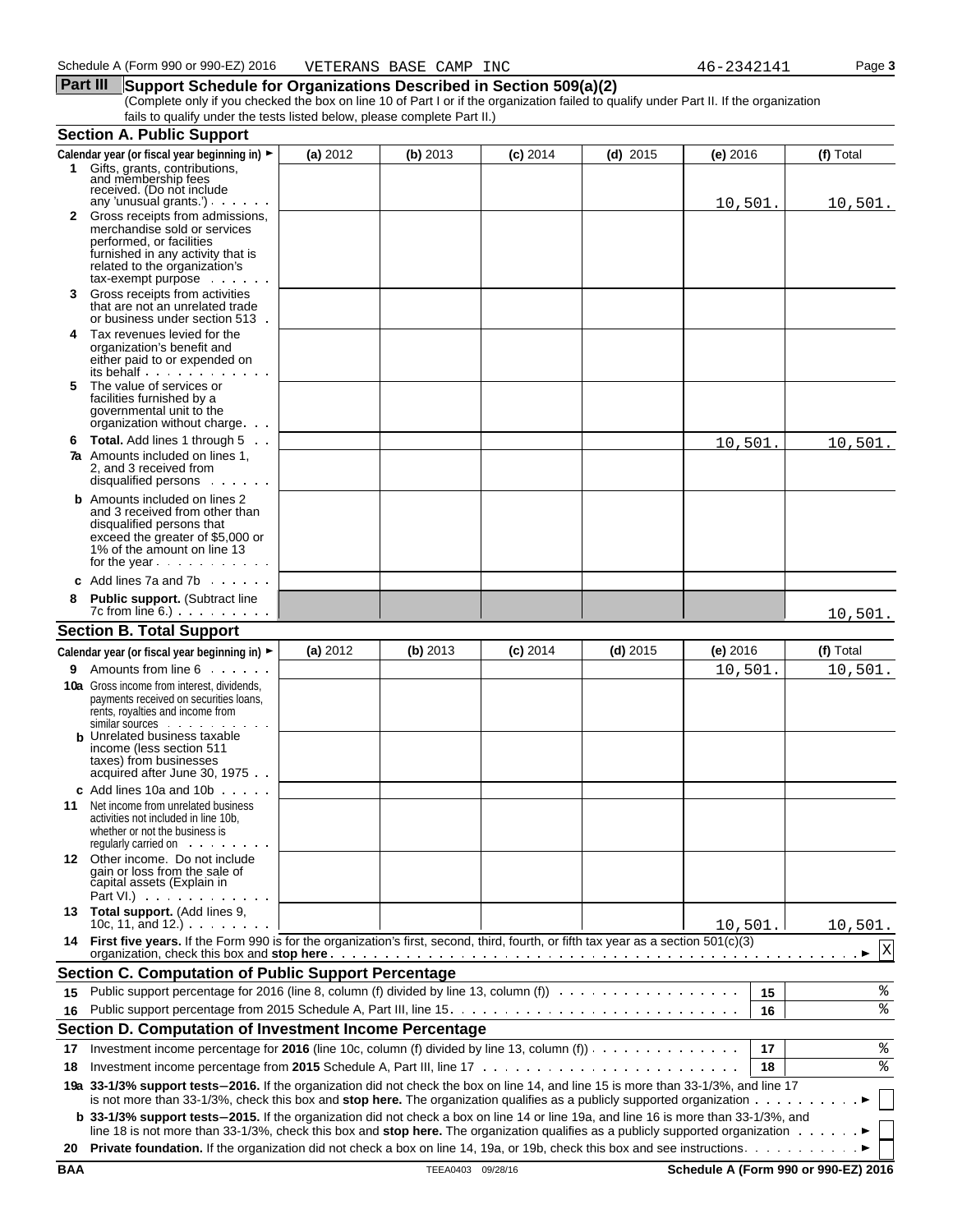Schedule A (Form 990 or 990-EZ) 2016 VETERANS BASE CAMP INC 46-2342141

## Part III Support Schedule for Organizations Described in Section 509(a)(2)

(Complete only if you checked the box on line 10 of Part I or if the organization failed to qualify under Part II. If the organization fails to qualify under the tests listed below, please complete Part II.)

### Section A. Public Support

| Calendar year (or fiscal year beginning in) ► | (a) 2012 | (b) 2013 | (c) 2014 | (d) 2015 | (e) 2016 | (f) Total |
|---|---|---|---|---|---|---|
| 1 Gifts, grants, contributions, and membership fees received. (Do not include any 'unusual grants.') | | | | | 10,501. | 10,501. |
| 2 Gross receipts from admissions, merchandise sold or services performed, or facilities furnished in any activity that is related to the organization's tax-exempt purpose | | | | | | |
| 3 Gross receipts from activities that are not an unrelated trade or business under section 513 | | | | | | |
| 4 Tax revenues levied for the organization's benefit and either paid to or expended on its behalf | | | | | | |
| 5 The value of services or facilities furnished by a governmental unit to the organization without charge | | | | | | |
| 6 Total. Add lines 1 through 5 | | | | | 10,501. | 10,501. |
| 7a Amounts included on lines 1, 2, and 3 received from disqualified persons | | | | | | |
| b Amounts included on lines 2 and 3 received from other than disqualified persons that exceed the greater of $5,000 or 1% of the amount on line 13 for the year | | | | | | |
| c Add lines 7a and 7b | | | | | | |
| 8 Public support. (Subtract line 7c from line 6.) | | | | | | 10,501. |

### Section B. Total Support

| Calendar year (or fiscal year beginning in) ► | (a) 2012 | (b) 2013 | (c) 2014 | (d) 2015 | (e) 2016 | (f) Total |
|---|---|---|---|---|---|---|
| 9 Amounts from line 6 | | | | | 10,501. | 10,501. |
| 10a Gross income from interest, dividends, payments received on securities loans, rents, royalties and income from similar sources | | | | | | |
| b Unrelated business taxable income (less section 511 taxes) from businesses acquired after June 30, 1975 | | | | | | |
| c Add lines 10a and 10b | | | | | | |
| 11 Net income from unrelated business activities not included in line 10b, whether or not the business is regularly carried on | | | | | | |
| 12 Other income. Do not include gain or loss from the sale of capital assets (Explain in Part VI.) | | | | | | |
| 13 Total support. (Add lines 9, 10c, 11, and 12.) | | | | | 10,501. | 10,501. |

**14 First five years.** If the Form 990 is for the organization's first, second, third, fourth, or fifth tax year as a section 501(c)(3) organization, check this box and **stop here** ► [X]

### Section C. Computation of Public Support Percentage

| | | | |
|---|---|---|---|
| 15 | Public support percentage for 2016 (line 8, column (f) divided by line 13, column (f)) | 15 | % |
| 16 | Public support percentage from 2015 Schedule A, Part III, line 15 | 16 | % |

### Section D. Computation of Investment Income Percentage

| | | | |
|---|---|---|---|
| 17 | Investment income percentage for **2016** (line 10c, column (f) divided by line 13, column (f)) | 17 | % |
| 18 | Investment income percentage from **2015** Schedule A, Part III, line 17 | 18 | % |

**19a 33-1/3% support tests—2016.** If the organization did not check the box on line 14, and line 15 is more than 33-1/3%, and line 17 is not more than 33-1/3%, check this box and **stop here.** The organization qualifies as a publicly supported organization ► [ ]

**b 33-1/3% support tests—2015.** If the organization did not check a box on line 14 or line 19a, and line 16 is more than 33-1/3%, and line 18 is not more than 33-1/3%, check this box and **stop here.** The organization qualifies as a publicly supported organization ► [ ]

**20 Private foundation.** If the organization did not check a box on line 14, 19a, or 19b, check this box and see instructions ► [ ]

BAA TEEA0403 09/28/16 Schedule A (Form 990 or 990-EZ) 2016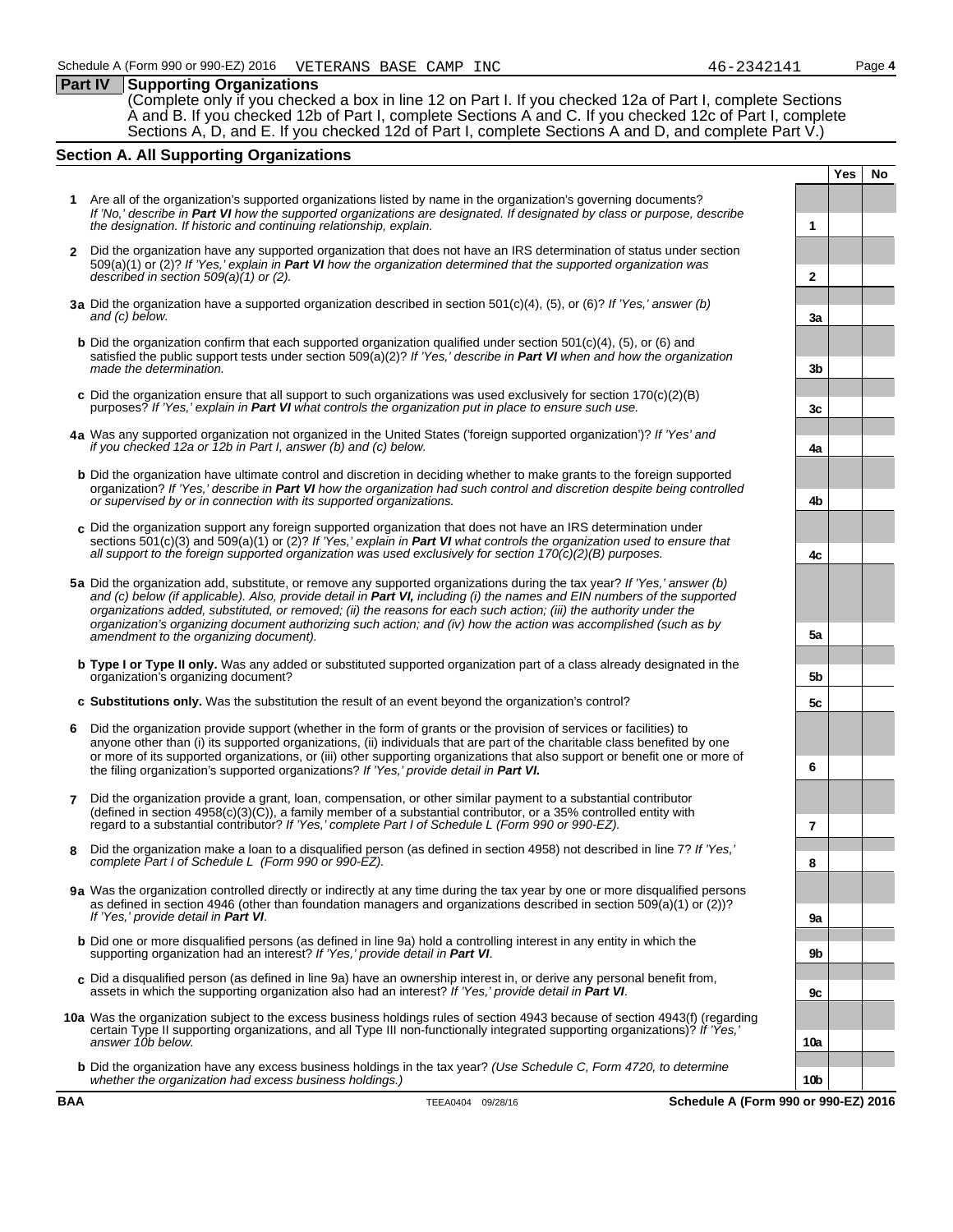Schedule A (Form 990 or 990-EZ) 2016 VETERANS BASE CAMP INC 46-2342141 Page **4**

## Part IV Supporting Organizations

(Complete only if you checked a box in line 12 on Part I. If you checked 12a of Part I, complete Sections A and B. If you checked 12b of Part I, complete Sections A and C. If you checked 12c of Part I, complete Sections A, D, and E. If you checked 12d of Part I, complete Sections A and D, and complete Part V.)

### Section A. All Supporting Organizations

| | | | Yes | No |
|---|---|---|---|---|
| **1** | Are all of the organization's supported organizations listed by name in the organization's governing documents? *If 'No,' describe in **Part VI** how the supported organizations are designated. If designated by class or purpose, describe the designation. If historic and continuing relationship, explain.* | **1** | | |
| **2** | Did the organization have any supported organization that does not have an IRS determination of status under section 509(a)(1) or (2)? *If 'Yes,' explain in **Part VI** how the organization determined that the supported organization was described in section 509(a)(1) or (2).* | **2** | | |
| **3a** | Did the organization have a supported organization described in section 501(c)(4), (5), or (6)? *If 'Yes,' answer (b) and (c) below.* | **3a** | | |
| **b** | Did the organization confirm that each supported organization qualified under section 501(c)(4), (5), or (6) and satisfied the public support tests under section 509(a)(2)? *If 'Yes,' describe in **Part VI** when and how the organization made the determination.* | **3b** | | |
| **c** | Did the organization ensure that all support to such organizations was used exclusively for section 170(c)(2)(B) purposes? *If 'Yes,' explain in **Part VI** what controls the organization put in place to ensure such use.* | **3c** | | |
| **4a** | Was any supported organization not organized in the United States ('foreign supported organization')? *If 'Yes' and if you checked 12a or 12b in Part I, answer (b) and (c) below.* | **4a** | | |
| **b** | Did the organization have ultimate control and discretion in deciding whether to make grants to the foreign supported organization? *If 'Yes,' describe in **Part VI** how the organization had such control and discretion despite being controlled or supervised by or in connection with its supported organizations.* | **4b** | | |
| **c** | Did the organization support any foreign supported organization that does not have an IRS determination under sections 501(c)(3) and 509(a)(1) or (2)? *If 'Yes,' explain in **Part VI** what controls the organization used to ensure that all support to the foreign supported organization was used exclusively for section 170(c)(2)(B) purposes.* | **4c** | | |
| **5a** | Did the organization add, substitute, or remove any supported organizations during the tax year? *If 'Yes,' answer (b) and (c) below (if applicable). Also, provide detail in **Part VI,** including (i) the names and EIN numbers of the supported organizations added, substituted, or removed; (ii) the reasons for each such action; (iii) the authority under the organization's organizing document authorizing such action; and (iv) how the action was accomplished (such as by amendment to the organizing document).* | **5a** | | |
| **b** | **Type I or Type II only.** Was any added or substituted supported organization part of a class already designated in the organization's organizing document? | **5b** | | |
| **c** | **Substitutions only.** Was the substitution the result of an event beyond the organization's control? | **5c** | | |
| **6** | Did the organization provide support (whether in the form of grants or the provision of services or facilities) to anyone other than (i) its supported organizations, (ii) individuals that are part of the charitable class benefited by one or more of its supported organizations, or (iii) other supporting organizations that also support or benefit one or more of the filing organization's supported organizations? *If 'Yes,' provide detail in **Part VI.*** | **6** | | |
| **7** | Did the organization provide a grant, loan, compensation, or other similar payment to a substantial contributor (defined in section 4958(c)(3)(C)), a family member of a substantial contributor, or a 35% controlled entity with regard to a substantial contributor? *If 'Yes,' complete Part I of Schedule L (Form 990 or 990-EZ).* | **7** | | |
| **8** | Did the organization make a loan to a disqualified person (as defined in section 4958) not described in line 7? *If 'Yes,' complete Part I of Schedule L (Form 990 or 990-EZ).* | **8** | | |
| **9a** | Was the organization controlled directly or indirectly at any time during the tax year by one or more disqualified persons as defined in section 4946 (other than foundation managers and organizations described in section 509(a)(1) or (2))? *If 'Yes,' provide detail in **Part VI**.* | **9a** | | |
| **b** | Did one or more disqualified persons (as defined in line 9a) hold a controlling interest in any entity in which the supporting organization had an interest? *If 'Yes,' provide detail in **Part VI**.* | **9b** | | |
| **c** | Did a disqualified person (as defined in line 9a) have an ownership interest in, or derive any personal benefit from, assets in which the supporting organization also had an interest? *If 'Yes,' provide detail in **Part VI**.* | **9c** | | |
| **10a** | Was the organization subject to the excess business holdings rules of section 4943 because of section 4943(f) (regarding certain Type II supporting organizations, and all Type III non-functionally integrated supporting organizations)? *If 'Yes,' answer 10b below.* | **10a** | | |
| **b** | Did the organization have any excess business holdings in the tax year? *(Use Schedule C, Form 4720, to determine whether the organization had excess business holdings.)* | **10b** | | |

**BAA** TEEA0404 09/28/16 **Schedule A (Form 990 or 990-EZ) 2016**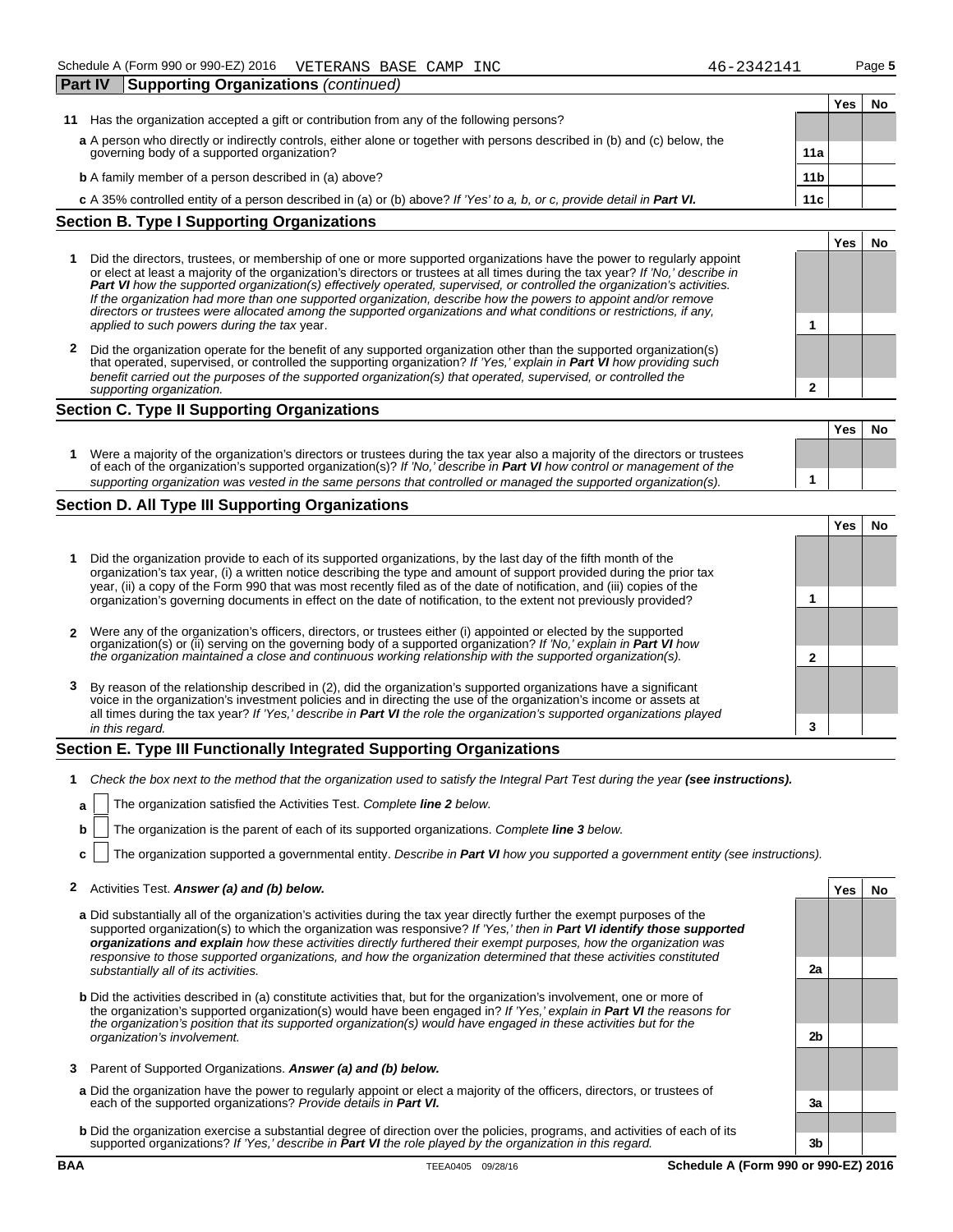Schedule A (Form 990 or 990-EZ) 2016 VETERANS BASE CAMP INC 46-2342141 Page **5**

## Part IV Supporting Organizations *(continued)*

| | | | Yes | No |
|---|---|---|---|---|
| **11** | Has the organization accepted a gift or contribution from any of the following persons? | | | |
| **a** | A person who directly or indirectly controls, either alone or together with persons described in (b) and (c) below, the governing body of a supported organization? | **11a** | | |
| **b** | A family member of a person described in (a) above? | **11b** | | |
| **c** | A 35% controlled entity of a person described in (a) or (b) above? *If 'Yes' to a, b, or c, provide detail in* ***Part VI.*** | **11c** | | |

## Section B. Type I Supporting Organizations

| | | | Yes | No |
|---|---|---|---|---|
| **1** | Did the directors, trustees, or membership of one or more supported organizations have the power to regularly appoint or elect at least a majority of the organization's directors or trustees at all times during the tax year? *If 'No,' describe in* ***Part VI*** *how the supported organization(s) effectively operated, supervised, or controlled the organization's activities. If the organization had more than one supported organization, describe how the powers to appoint and/or remove directors or trustees were allocated among the supported organizations and what conditions or restrictions, if any, applied to such powers during the tax* year. | **1** | | |
| **2** | Did the organization operate for the benefit of any supported organization other than the supported organization(s) that operated, supervised, or controlled the supporting organization? *If 'Yes,' explain in* ***Part VI*** *how providing such benefit carried out the purposes of the supported organization(s) that operated, supervised, or controlled the supporting organization.* | **2** | | |

## Section C. Type II Supporting Organizations

| | | | Yes | No |
|---|---|---|---|---|
| **1** | Were a majority of the organization's directors or trustees during the tax year also a majority of the directors or trustees of each of the organization's supported organization(s)? *If 'No,' describe in* ***Part VI*** *how control or management of the supporting organization was vested in the same persons that controlled or managed the supported organization(s).* | **1** | | |

## Section D. All Type III Supporting Organizations

| | | | Yes | No |
|---|---|---|---|---|
| **1** | Did the organization provide to each of its supported organizations, by the last day of the fifth month of the organization's tax year, (i) a written notice describing the type and amount of support provided during the prior tax year, (ii) a copy of the Form 990 that was most recently filed as of the date of notification, and (iii) copies of the organization's governing documents in effect on the date of notification, to the extent not previously provided? | **1** | | |
| **2** | Were any of the organization's officers, directors, or trustees either (i) appointed or elected by the supported organization(s) or (ii) serving on the governing body of a supported organization? *If 'No,' explain in* ***Part VI*** *how the organization maintained a close and continuous working relationship with the supported organization(s).* | **2** | | |
| **3** | By reason of the relationship described in (2), did the organization's supported organizations have a significant voice in the organization's investment policies and in directing the use of the organization's income or assets at all times during the tax year? *If 'Yes,' describe in* ***Part VI*** *the role the organization's supported organizations played in this regard.* | **3** | | |

## Section E. Type III Functionally Integrated Supporting Organizations

**1** *Check the box next to the method that the organization used to satisfy the Integral Part Test during the year* ***(see instructions).***

**a** ☐ The organization satisfied the Activities Test. *Complete* ***line 2*** *below.*

**b** ☐ The organization is the parent of each of its supported organizations. *Complete* ***line 3*** *below.*

**c** ☐ The organization supported a governmental entity. *Describe in* ***Part VI*** *how you supported a government entity (see instructions).*

| | | | Yes | No |
|---|---|---|---|---|
| **2** | Activities Test. ***Answer (a) and (b) below.*** | | | |
| **a** | Did substantially all of the organization's activities during the tax year directly further the exempt purposes of the supported organization(s) to which the organization was responsive? *If 'Yes,' then in* ***Part VI identify those supported organizations and explain*** *how these activities directly furthered their exempt purposes, how the organization was responsive to those supported organizations, and how the organization determined that these activities constituted substantially all of its activities.* | **2a** | | |
| **b** | Did the activities described in (a) constitute activities that, but for the organization's involvement, one or more of the organization's supported organization(s) would have been engaged in? *If 'Yes,' explain in* ***Part VI*** *the reasons for the organization's position that its supported organization(s) would have engaged in these activities but for the organization's involvement.* | **2b** | | |
| **3** | Parent of Supported Organizations. ***Answer (a) and (b) below.*** | | | |
| **a** | Did the organization have the power to regularly appoint or elect a majority of the officers, directors, or trustees of each of the supported organizations? *Provide details in* ***Part VI.*** | **3a** | | |
| **b** | Did the organization exercise a substantial degree of direction over the policies, programs, and activities of each of its supported organizations? *If 'Yes,' describe in* ***Part VI*** *the role played by the organization in this regard.* | **3b** | | |

**BAA** TEEA0405 09/28/16 **Schedule A (Form 990 or 990-EZ) 2016**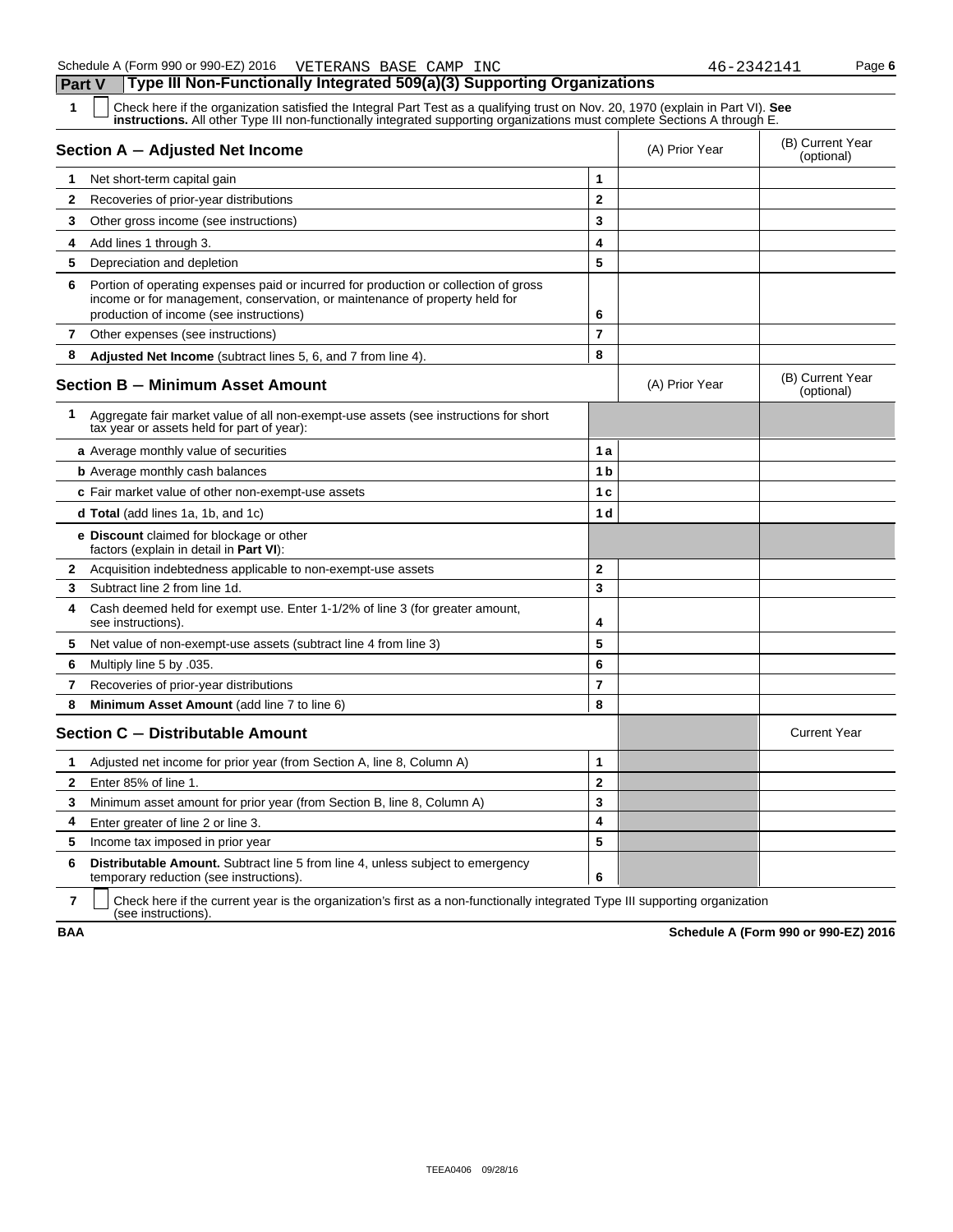Schedule A (Form 990 or 990-EZ) 2016 VETERANS BASE CAMP INC 46-2342141

## Part V Type III Non-Functionally Integrated 509(a)(3) Supporting Organizations

**1** ☐ Check here if the organization satisfied the Integral Part Test as a qualifying trust on Nov. 20, 1970 (explain in Part VI). **See instructions.** All other Type III non-functionally integrated supporting organizations must complete Sections A through E.

| Section A — Adjusted Net Income | | (A) Prior Year | (B) Current Year (optional) |
|---|---|---|---|
| **1** Net short-term capital gain | 1 | | |
| **2** Recoveries of prior-year distributions | 2 | | |
| **3** Other gross income (see instructions) | 3 | | |
| **4** Add lines 1 through 3. | 4 | | |
| **5** Depreciation and depletion | 5 | | |
| **6** Portion of operating expenses paid or incurred for production or collection of gross income or for management, conservation, or maintenance of property held for production of income (see instructions) | 6 | | |
| **7** Other expenses (see instructions) | 7 | | |
| **8** **Adjusted Net Income** (subtract lines 5, 6, and 7 from line 4). | 8 | | |

| Section B — Minimum Asset Amount | | (A) Prior Year | (B) Current Year (optional) |
|---|---|---|---|
| **1** Aggregate fair market value of all non-exempt-use assets (see instructions for short tax year or assets held for part of year): | | | |
| **a** Average monthly value of securities | 1a | | |
| **b** Average monthly cash balances | 1b | | |
| **c** Fair market value of other non-exempt-use assets | 1c | | |
| **d Total** (add lines 1a, 1b, and 1c) | 1d | | |
| **e Discount** claimed for blockage or other factors (explain in detail in **Part VI**): | | | |
| **2** Acquisition indebtedness applicable to non-exempt-use assets | 2 | | |
| **3** Subtract line 2 from line 1d. | 3 | | |
| **4** Cash deemed held for exempt use. Enter 1-1/2% of line 3 (for greater amount, see instructions). | 4 | | |
| **5** Net value of non-exempt-use assets (subtract line 4 from line 3) | 5 | | |
| **6** Multiply line 5 by .035. | 6 | | |
| **7** Recoveries of prior-year distributions | 7 | | |
| **8** **Minimum Asset Amount** (add line 7 to line 6) | 8 | | |

| Section C — Distributable Amount | | | Current Year |
|---|---|---|---|
| **1** Adjusted net income for prior year (from Section A, line 8, Column A) | 1 | | |
| **2** Enter 85% of line 1. | 2 | | |
| **3** Minimum asset amount for prior year (from Section B, line 8, Column A) | 3 | | |
| **4** Enter greater of line 2 or line 3. | 4 | | |
| **5** Income tax imposed in prior year | 5 | | |
| **6** **Distributable Amount.** Subtract line 5 from line 4, unless subject to emergency temporary reduction (see instructions). | 6 | | |

**7** ☐ Check here if the current year is the organization's first as a non-functionally integrated Type III supporting organization (see instructions).

BAA **Schedule A (Form 990 or 990-EZ) 2016**

TEEA0406 09/28/16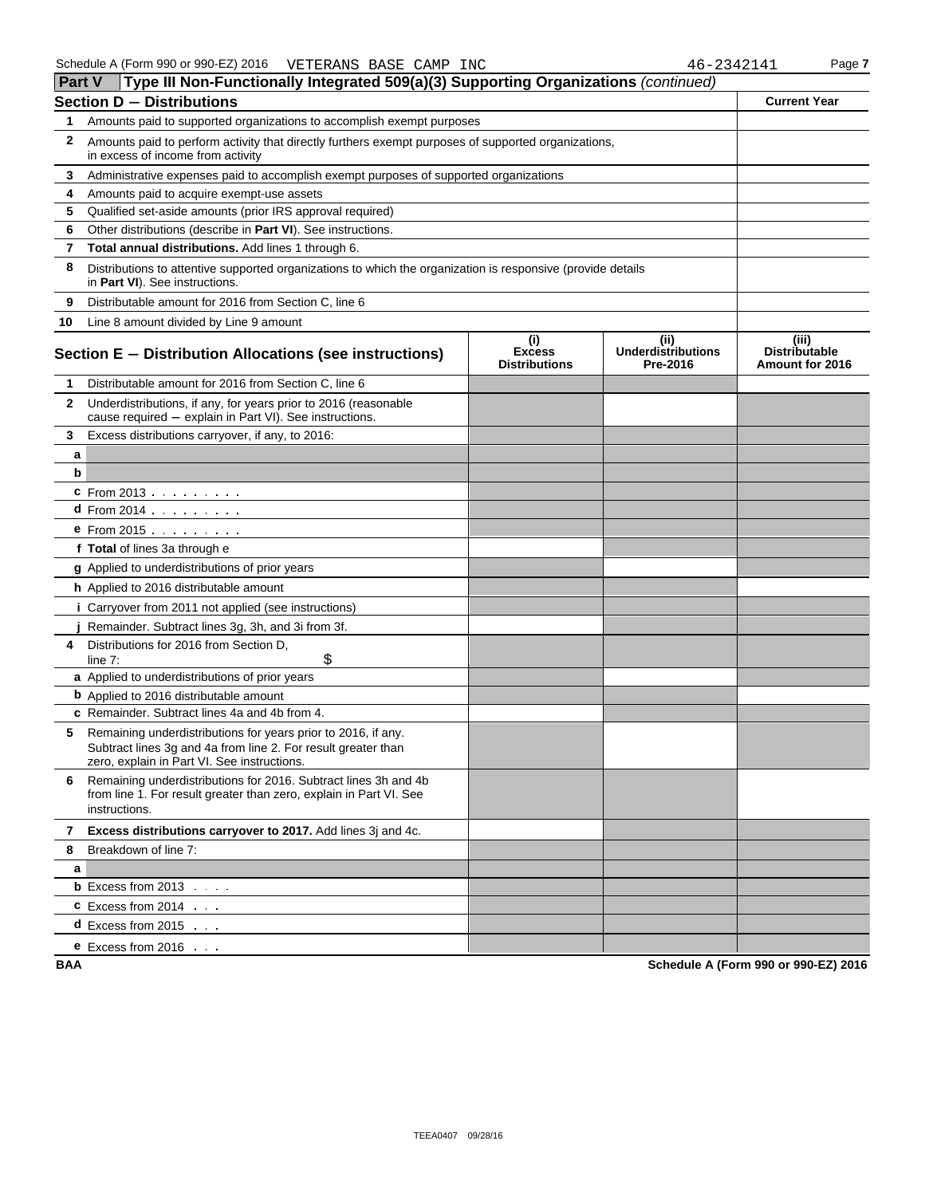Schedule A (Form 990 or 990-EZ) 2016 VETERANS BASE CAMP INC 46-2342141 Page 7

## Part V Type III Non-Functionally Integrated 509(a)(3) Supporting Organizations *(continued)*

| **Section D − Distributions** | | **Current Year** |
|---|---|---|
| 1 | Amounts paid to supported organizations to accomplish exempt purposes | |
| 2 | Amounts paid to perform activity that directly furthers exempt purposes of supported organizations, in excess of income from activity | |
| 3 | Administrative expenses paid to accomplish exempt purposes of supported organizations | |
| 4 | Amounts paid to acquire exempt-use assets | |
| 5 | Qualified set-aside amounts (prior IRS approval required) | |
| 6 | Other distributions (describe in **Part VI**). See instructions. | |
| 7 | **Total annual distributions.** Add lines 1 through 6. | |
| 8 | Distributions to attentive supported organizations to which the organization is responsive (provide details in **Part VI**). See instructions. | |
| 9 | Distributable amount for 2016 from Section C, line 6 | |
| 10 | Line 8 amount divided by Line 9 amount | |

| **Section E − Distribution Allocations (see instructions)** | | **(i) Excess Distributions** | **(ii) Underdistributions Pre-2016** | **(iii) Distributable Amount for 2016** |
|---|---|---|---|---|
| 1 | Distributable amount for 2016 from Section C, line 6 | | | |
| 2 | Underdistributions, if any, for years prior to 2016 (reasonable cause required − explain in Part VI). See instructions. | | | |
| 3 | Excess distributions carryover, if any, to 2016: | | | |
| a | | | | |
| b | | | | |
| c | From 2013 | | | |
| d | From 2014 | | | |
| e | From 2015 | | | |
| f | **Total** of lines 3a through e | | | |
| g | Applied to underdistributions of prior years | | | |
| h | Applied to 2016 distributable amount | | | |
| i | Carryover from 2011 not applied (see instructions) | | | |
| j | Remainder. Subtract lines 3g, 3h, and 3i from 3f. | | | |
| 4 | Distributions for 2016 from Section D, line 7: $ | | | |
| a | Applied to underdistributions of prior years | | | |
| b | Applied to 2016 distributable amount | | | |
| c | Remainder. Subtract lines 4a and 4b from 4. | | | |
| 5 | Remaining underdistributions for years prior to 2016, if any. Subtract lines 3g and 4a from line 2. For result greater than zero, explain in Part VI. See instructions. | | | |
| 6 | Remaining underdistributions for 2016. Subtract lines 3h and 4b from line 1. For result greater than zero, explain in Part VI. See instructions. | | | |
| 7 | **Excess distributions carryover to 2017.** Add lines 3j and 4c. | | | |
| 8 | Breakdown of line 7: | | | |
| a | | | | |
| b | Excess from 2013 | | | |
| c | Excess from 2014 | | | |
| d | Excess from 2015 | | | |
| e | Excess from 2016 | | | |

BAA Schedule A (Form 990 or 990-EZ) 2016

TEEA0407 09/28/16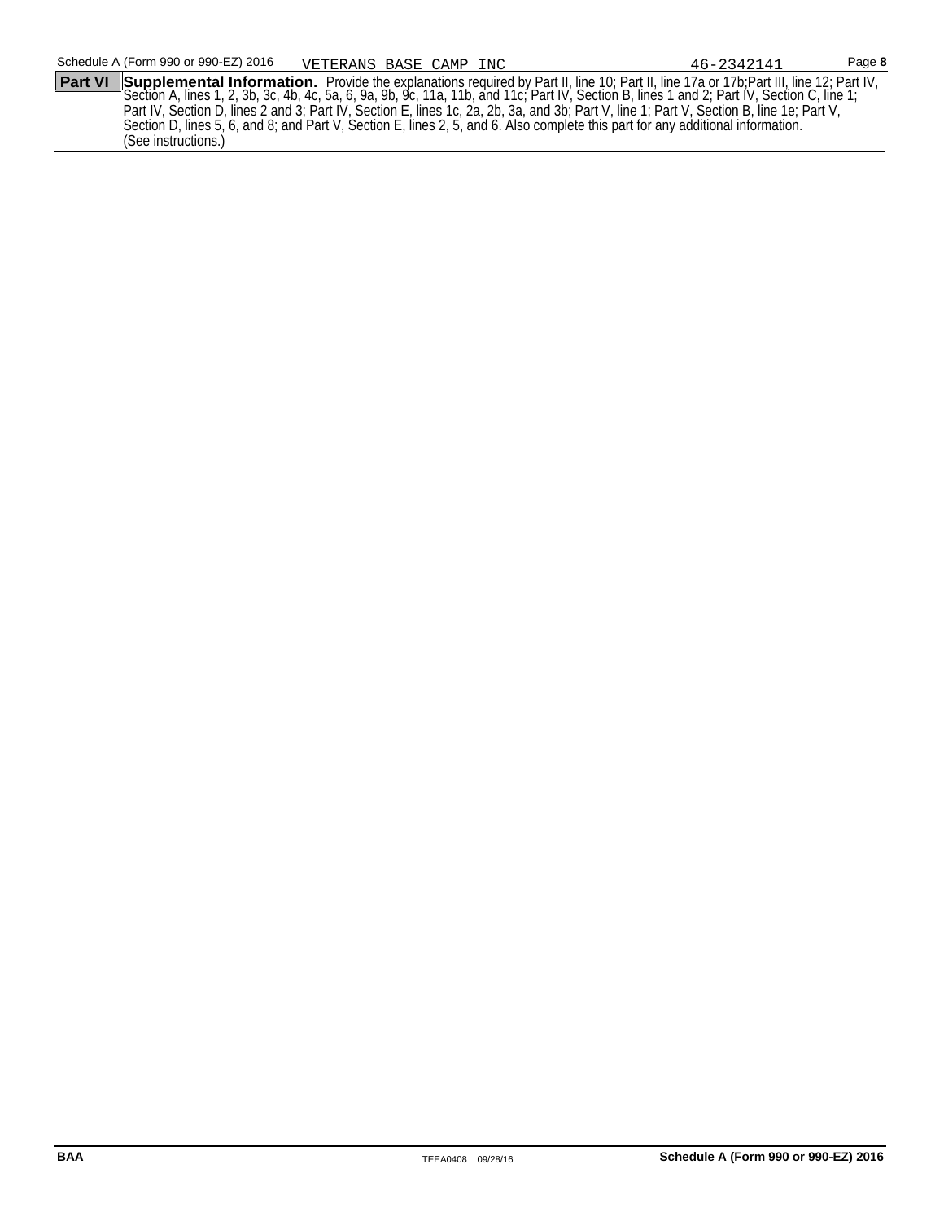Schedule A (Form 990 or 990-EZ) 2016 VETERANS BASE CAMP INC 46-2342141

**Part VI** **Supplemental Information.** Provide the explanations required by Part II, line 10; Part II, line 17a or 17b;Part III, line 12; Part IV, Section A, lines 1, 2, 3b, 3c, 4b, 4c, 5a, 6, 9a, 9b, 9c, 11a, 11b, and 11c; Part IV, Section B, lines 1 and 2; Part IV, Section C, line 1; Part IV, Section D, lines 2 and 3; Part IV, Section E, lines 1c, 2a, 2b, 3a, and 3b; Part V, line 1; Part V, Section B, line 1e; Part V, Section D, lines 5, 6, and 8; and Part V, Section E, lines 2, 5, and 6. Also complete this part for any additional information. (See instructions.)

BAA TEEA0408 09/28/16 **Schedule A (Form 990 or 990-EZ) 2016**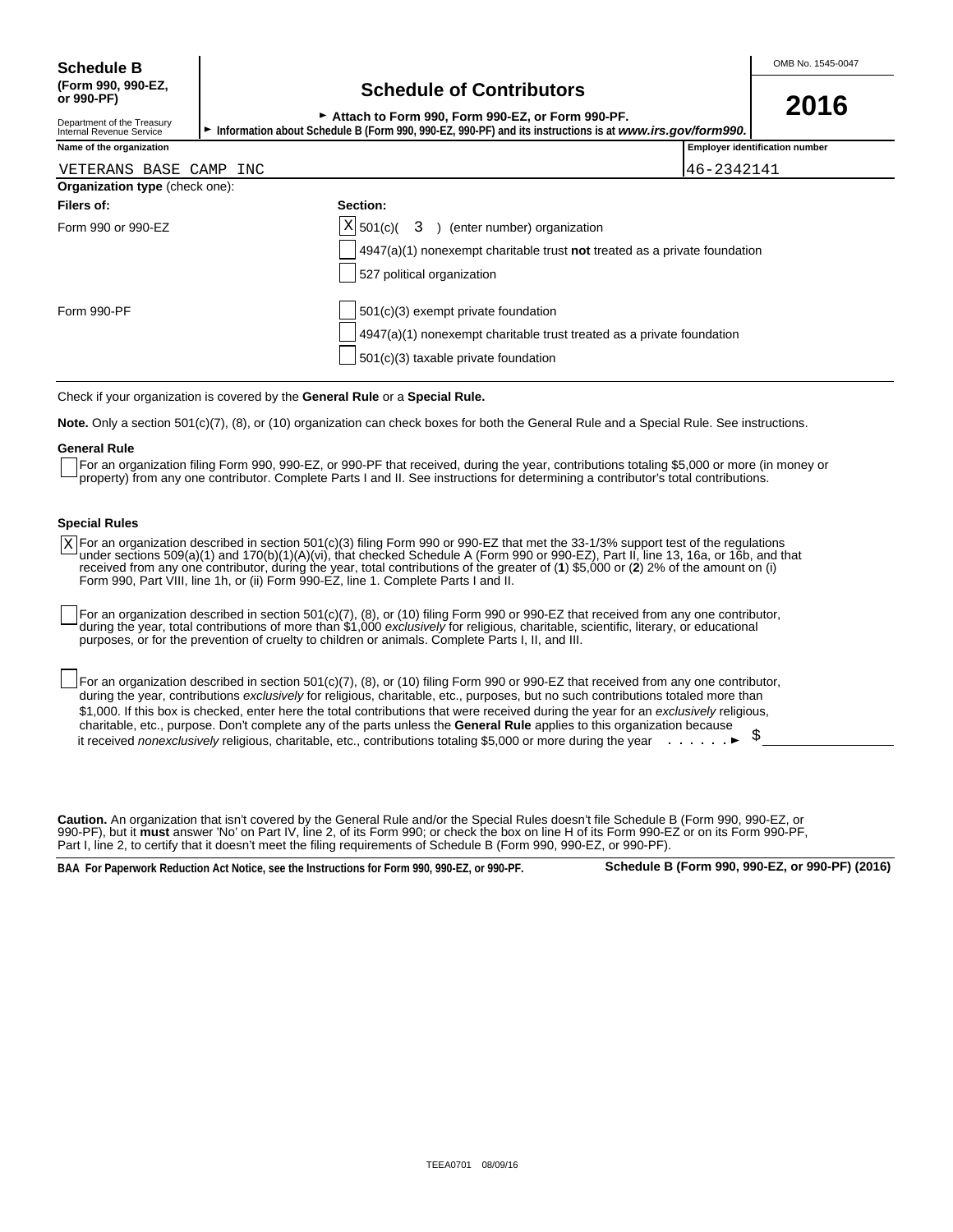**Schedule B**
**(Form 990, 990-EZ, or 990-PF)**

Department of the Treasury
Internal Revenue Service

# Schedule of Contributors

► **Attach to Form 990, Form 990-EZ, or Form 990-PF.**

► **Information about Schedule B (Form 990, 990-EZ, 990-PF) and its instructions is at *www.irs.gov/form990.***

OMB No. 1545-0047

**2016**

| Name of the organization | Employer identification number |
|---|---|
| VETERANS BASE CAMP INC | 46-2342141 |

**Organization type** (check one):

| **Filers of:** | **Section:** |
|---|---|
| Form 990 or 990-EZ | [X] 501(c)( 3 ) (enter number) organization |
| | [ ] 4947(a)(1) nonexempt charitable trust **not** treated as a private foundation |
| | [ ] 527 political organization |
| Form 990-PF | [ ] 501(c)(3) exempt private foundation |
| | [ ] 4947(a)(1) nonexempt charitable trust treated as a private foundation |
| | [ ] 501(c)(3) taxable private foundation |

Check if your organization is covered by the **General Rule** or a **Special Rule.**

**Note.** Only a section 501(c)(7), (8), or (10) organization can check boxes for both the General Rule and a Special Rule. See instructions.

**General Rule**

[ ] For an organization filing Form 990, 990-EZ, or 990-PF that received, during the year, contributions totaling $5,000 or more (in money or property) from any one contributor. Complete Parts I and II. See instructions for determining a contributor's total contributions.

**Special Rules**

[X] For an organization described in section 501(c)(3) filing Form 990 or 990-EZ that met the 33-1/3% support test of the regulations under sections 509(a)(1) and 170(b)(1)(A)(vi), that checked Schedule A (Form 990 or 990-EZ), Part II, line 13, 16a, or 16b, and that received from any one contributor, during the year, total contributions of the greater of (**1**) $5,000 or (**2**) 2% of the amount on (i) Form 990, Part VIII, line 1h, or (ii) Form 990-EZ, line 1. Complete Parts I and II.

[ ] For an organization described in section 501(c)(7), (8), or (10) filing Form 990 or 990-EZ that received from any one contributor, during the year, total contributions of more than $1,000 *exclusively* for religious, charitable, scientific, literary, or educational purposes, or for the prevention of cruelty to children or animals. Complete Parts I, II, and III.

[ ] For an organization described in section 501(c)(7), (8), or (10) filing Form 990 or 990-EZ that received from any one contributor, during the year, contributions *exclusively* for religious, charitable, etc., purposes, but no such contributions totaled more than $1,000. If this box is checked, enter here the total contributions that were received during the year for an *exclusively* religious, charitable, etc., purpose. Don't complete any of the parts unless the **General Rule** applies to this organization because it received *nonexclusively* religious, charitable, etc., contributions totaling $5,000 or more during the year . . . . . . ► $ ________

**Caution.** An organization that isn't covered by the General Rule and/or the Special Rules doesn't file Schedule B (Form 990, 990-EZ, or 990-PF), but it **must** answer 'No' on Part IV, line 2, of its Form 990; or check the box on line H of its Form 990-EZ or on its Form 990-PF, Part I, line 2, to certify that it doesn't meet the filing requirements of Schedule B (Form 990, 990-EZ, or 990-PF).

**BAA For Paperwork Reduction Act Notice, see the Instructions for Form 990, 990-EZ, or 990-PF.** **Schedule B (Form 990, 990-EZ, or 990-PF) (2016)**

TEEA0701 08/09/16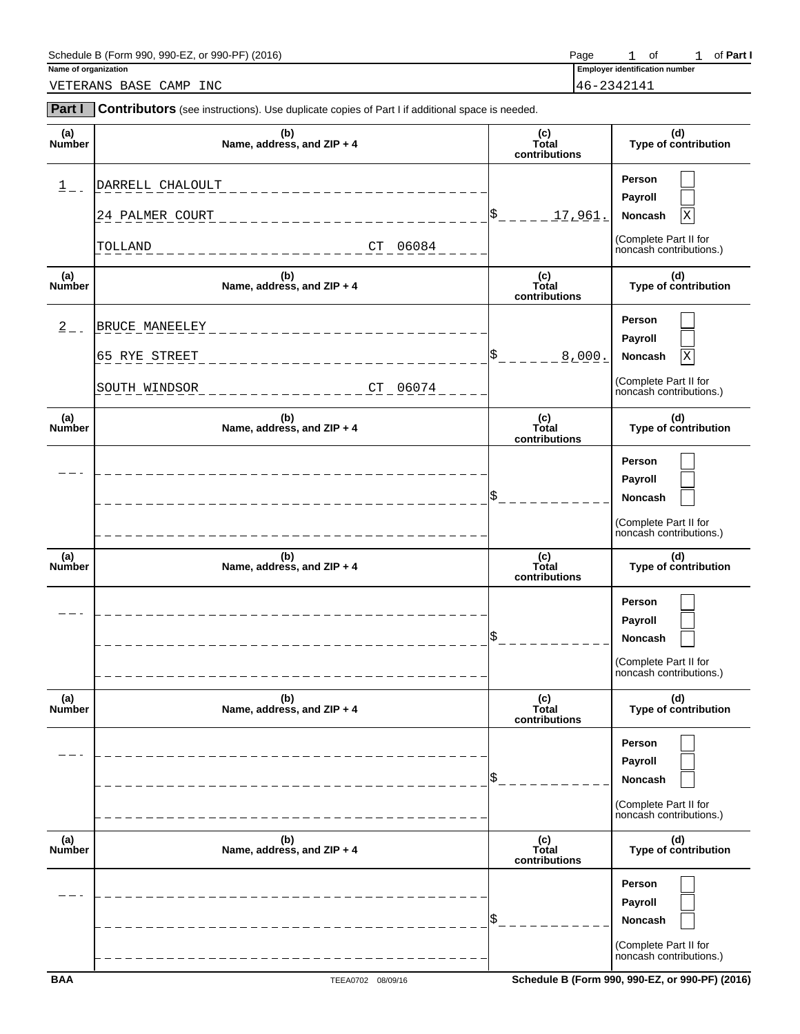Schedule B (Form 990, 990-EZ, or 990-PF) (2016) — Page 1 of 1 of **Part I**

**Name of organization**

VETERANS BASE CAMP INC

**Employer identification number**

46-2342141

## Part I Contributors (see instructions). Use duplicate copies of Part I if additional space is needed.

| (a) Number | (b) Name, address, and ZIP + 4 | (c) Total contributions | (d) Type of contribution |
|---|---|---|---|
| 1 | DARRELL CHALOULT<br>24 PALMER COURT<br>TOLLAND CT 06084 | $ 17,961. | Person [ ]<br>Payroll [ ]<br>Noncash [X]<br>(Complete Part II for noncash contributions.) |
| 2 | BRUCE MANEELEY<br>65 RYE STREET<br>SOUTH WINDSOR CT 06074 | $ 8,000. | Person [ ]<br>Payroll [ ]<br>Noncash [X]<br>(Complete Part II for noncash contributions.) |
| | | $ | Person [ ]<br>Payroll [ ]<br>Noncash [ ]<br>(Complete Part II for noncash contributions.) |
| | | $ | Person [ ]<br>Payroll [ ]<br>Noncash [ ]<br>(Complete Part II for noncash contributions.) |
| | | $ | Person [ ]<br>Payroll [ ]<br>Noncash [ ]<br>(Complete Part II for noncash contributions.) |
| | | $ | Person [ ]<br>Payroll [ ]<br>Noncash [ ]<br>(Complete Part II for noncash contributions.) |

BAA TEEA0702 08/09/16 Schedule B (Form 990, 990-EZ, or 990-PF) (2016)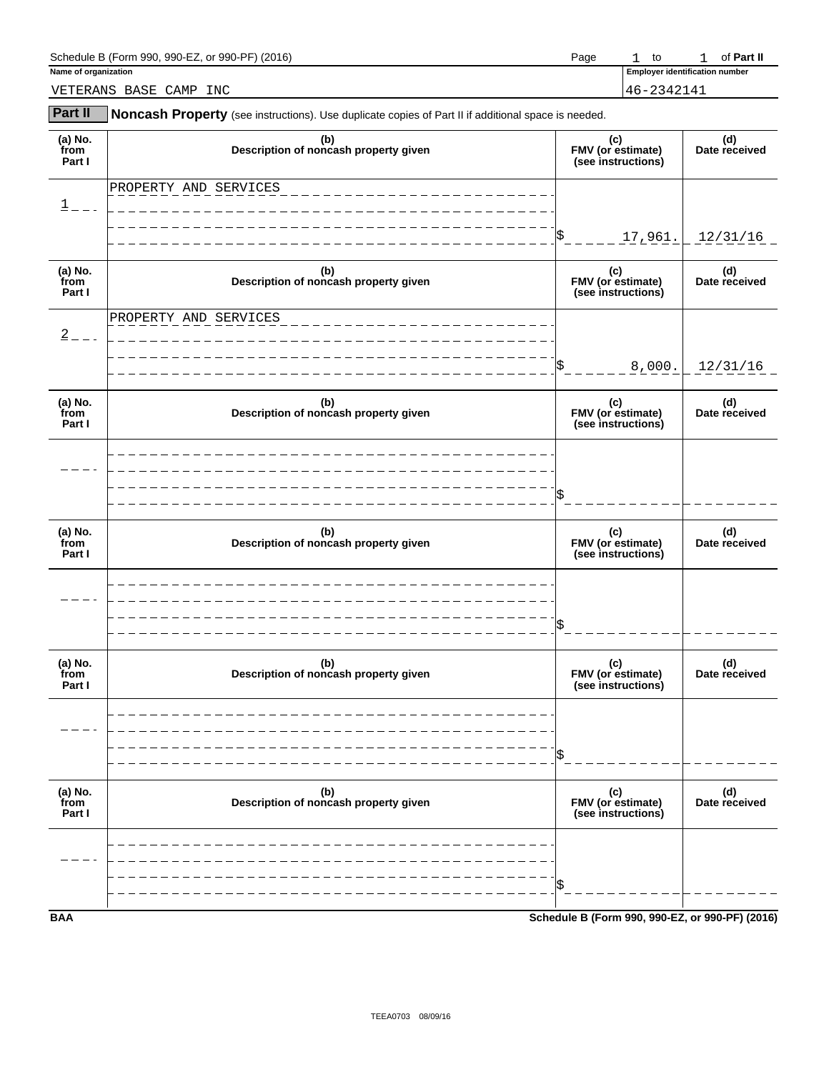Schedule B (Form 990, 990-EZ, or 990-PF) (2016) Page 1 to 1 of **Part II**

**Name of organization**: VETERANS BASE CAMP INC

**Employer identification number**: 46-2342141

## Part II Noncash Property

(see instructions). Use duplicate copies of Part II if additional space is needed.

| (a) No. from Part I | (b) Description of noncash property given | (c) FMV (or estimate) (see instructions) | (d) Date received |
|---|---|---|---|
| 1 | PROPERTY AND SERVICES | $ 17,961. | 12/31/16 |
| 2 | PROPERTY AND SERVICES | $ 8,000. | 12/31/16 |
| | | $ | |
| | | $ | |
| | | $ | |
| | | $ | |

BAA Schedule B (Form 990, 990-EZ, or 990-PF) (2016)

TEEA0703 08/09/16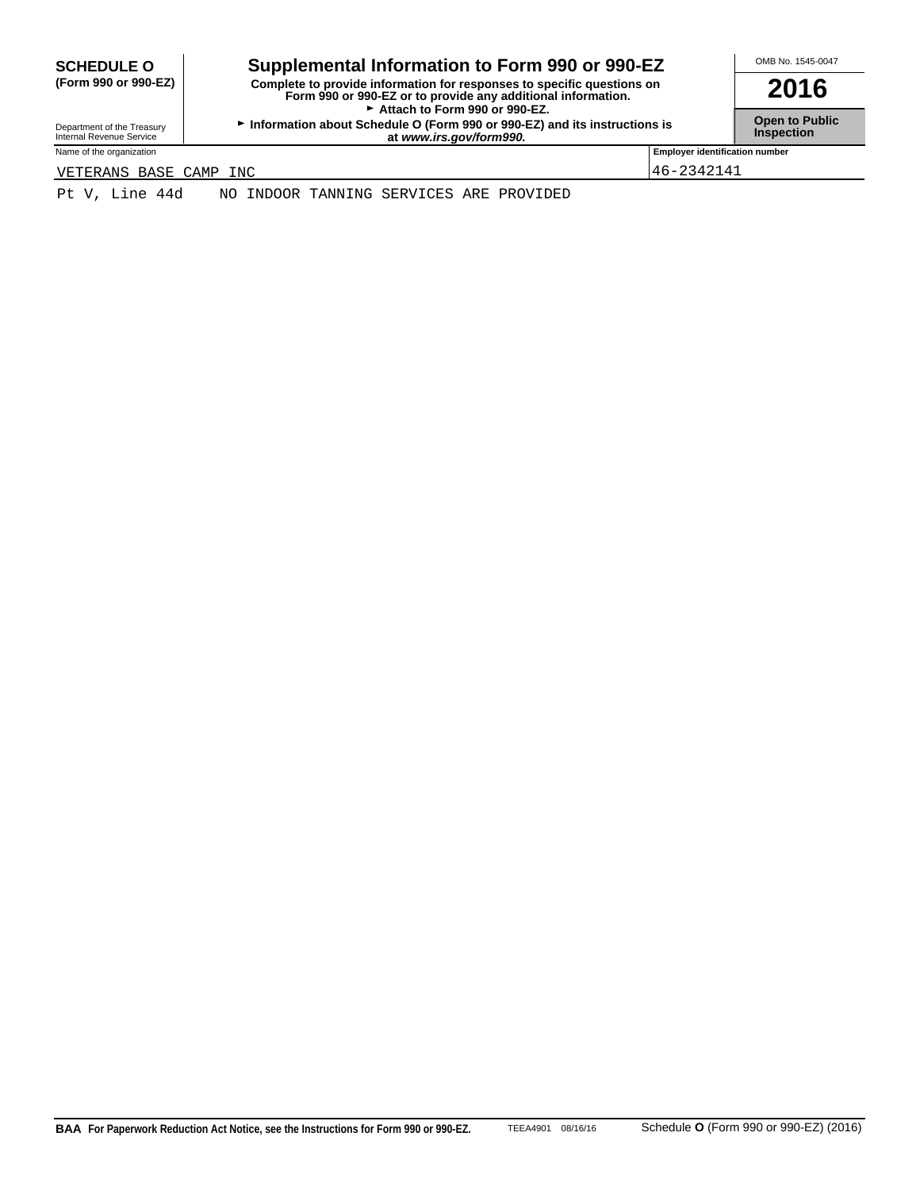**SCHEDULE O**
**(Form 990 or 990-EZ)**

Department of the Treasury
Internal Revenue Service

# Supplemental Information to Form 990 or 990-EZ

**Complete to provide information for responses to specific questions on Form 990 or 990-EZ or to provide any additional information.**
**► Attach to Form 990 or 990-EZ.**
**► Information about Schedule O (Form 990 or 990-EZ) and its instructions is at *www.irs.gov/form990.***

OMB No. 1545-0047

**2016**

**Open to Public Inspection**

| Name of the organization | Employer identification number |
| --- | --- |
| VETERANS BASE CAMP INC | 46-2342141 |

Pt V, Line 44d    NO INDOOR TANNING SERVICES ARE PROVIDED

**BAA For Paperwork Reduction Act Notice, see the Instructions for Form 990 or 990-EZ.** TEEA4901 08/16/16 Schedule **O** (Form 990 or 990-EZ) (2016)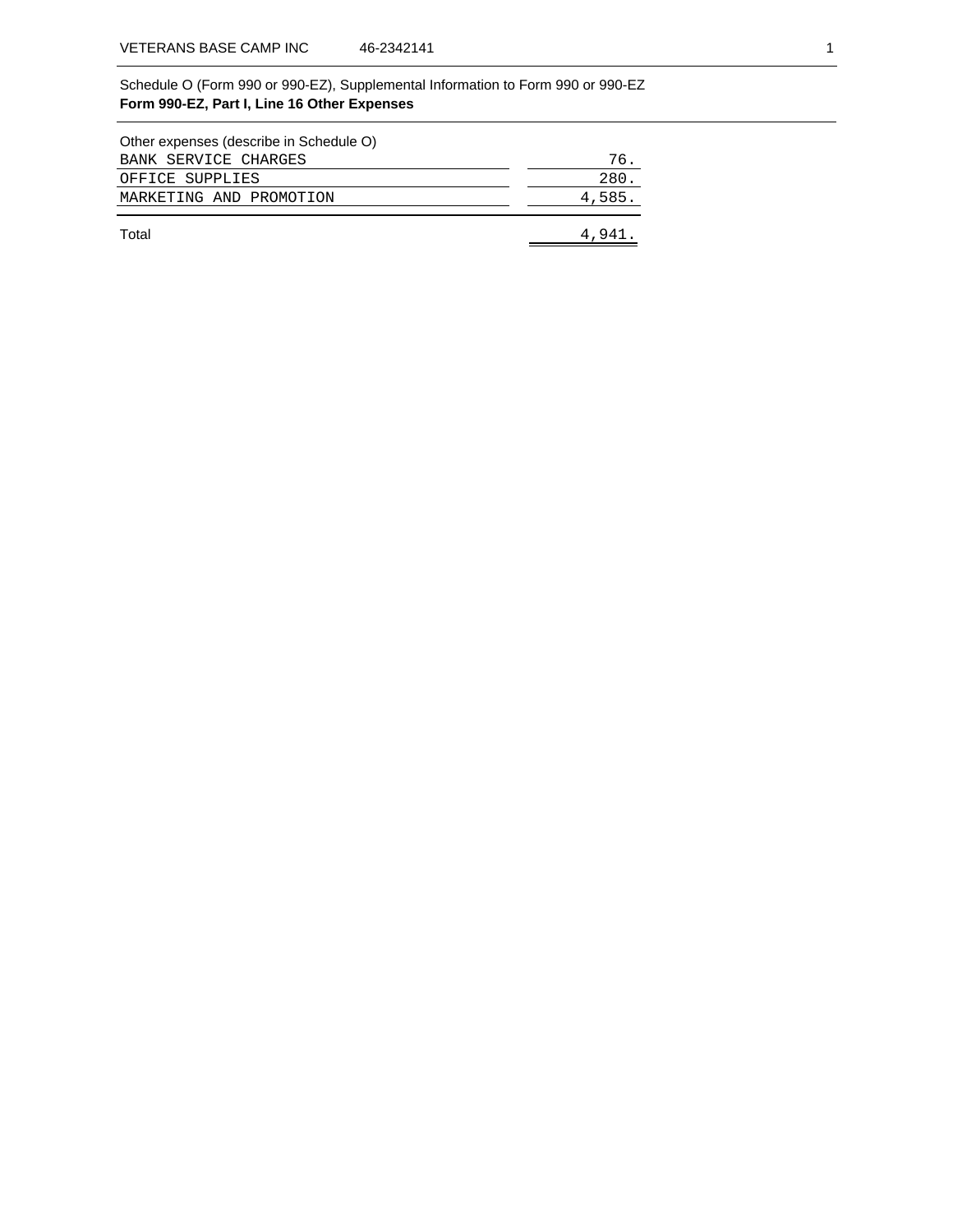Schedule O (Form 990 or 990-EZ), Supplemental Information to Form 990 or 990-EZ
**Form 990-EZ, Part I, Line 16 Other Expenses**

| | |
|---|---|
| Other expenses (describe in Schedule O) | |
| BANK SERVICE CHARGES | 76. |
| OFFICE SUPPLIES | 280. |
| MARKETING AND PROMOTION | 4,585. |
| Total | 4,941. |